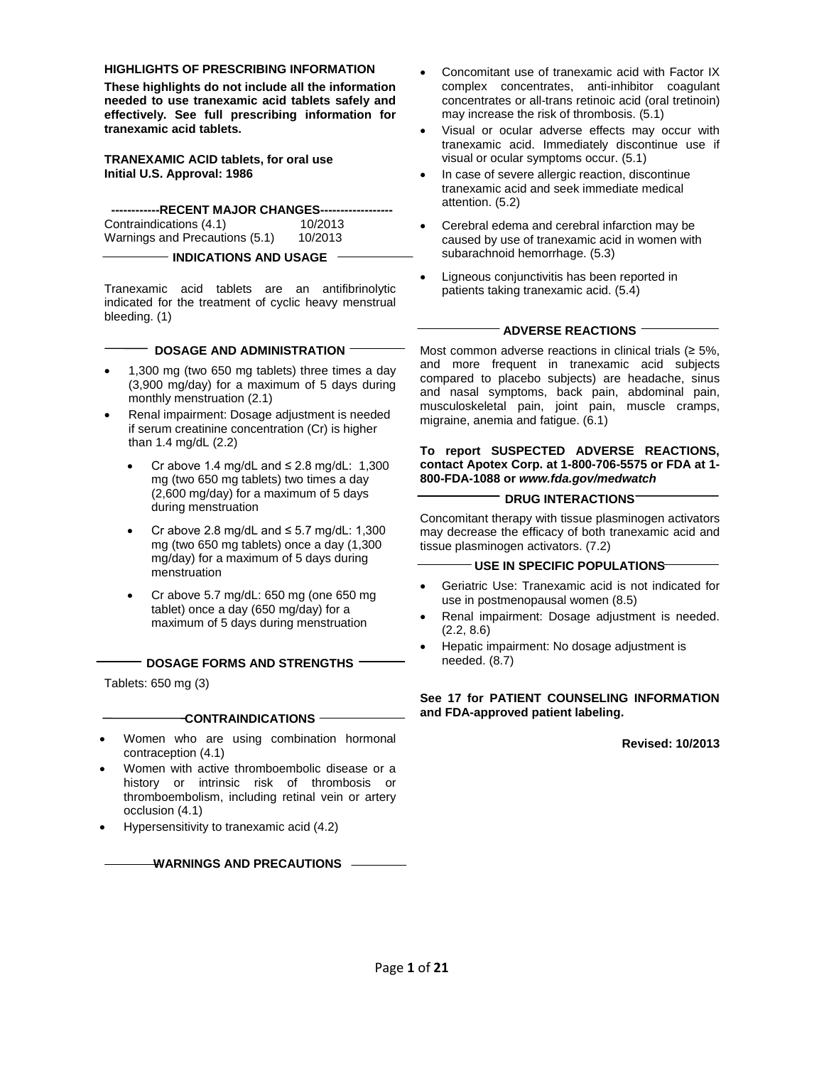**HIGHLIGHTS OF PRESCRIBING INFORMATION**

**These highlights do not include all the information needed to use tranexamic acid tablets safely and effectively. See full prescribing information for tranexamic acid tablets.**

**TRANEXAMIC ACID tablets, for oral use**
**Initial U.S. Approval: 1986**

**------------RECENT MAJOR CHANGES------------------**

Contraindications (4.1) 10/2013
Warnings and Precautions (5.1) 10/2013

## INDICATIONS AND USAGE

Tranexamic acid tablets are an antifibrinolytic indicated for the treatment of cyclic heavy menstrual bleeding. (1)

## DOSAGE AND ADMINISTRATION

- 1,300 mg (two 650 mg tablets) three times a day (3,900 mg/day) for a maximum of 5 days during monthly menstruation (2.1)
- Renal impairment: Dosage adjustment is needed if serum creatinine concentration (Cr) is higher than 1.4 mg/dL (2.2)
  - Cr above 1.4 mg/dL and ≤ 2.8 mg/dL: 1,300 mg (two 650 mg tablets) two times a day (2,600 mg/day) for a maximum of 5 days during menstruation
  - Cr above 2.8 mg/dL and ≤ 5.7 mg/dL: 1,300 mg (two 650 mg tablets) once a day (1,300 mg/day) for a maximum of 5 days during menstruation
  - Cr above 5.7 mg/dL: 650 mg (one 650 mg tablet) once a day (650 mg/day) for a maximum of 5 days during menstruation

## DOSAGE FORMS AND STRENGTHS

Tablets: 650 mg (3)

## CONTRAINDICATIONS

- Women who are using combination hormonal contraception (4.1)
- Women with active thromboembolic disease or a history or intrinsic risk of thrombosis or thromboembolism, including retinal vein or artery occlusion (4.1)
- Hypersensitivity to tranexamic acid (4.2)

## WARNINGS AND PRECAUTIONS

- Concomitant use of tranexamic acid with Factor IX complex concentrates, anti-inhibitor coagulant concentrates or all-trans retinoic acid (oral tretinoin) may increase the risk of thrombosis. (5.1)
- Visual or ocular adverse effects may occur with tranexamic acid. Immediately discontinue use if visual or ocular symptoms occur. (5.1)
- In case of severe allergic reaction, discontinue tranexamic acid and seek immediate medical attention. (5.2)
- Cerebral edema and cerebral infarction may be caused by use of tranexamic acid in women with subarachnoid hemorrhage. (5.3)
- Ligneous conjunctivitis has been reported in patients taking tranexamic acid. (5.4)

## ADVERSE REACTIONS

Most common adverse reactions in clinical trials (≥ 5%, and more frequent in tranexamic acid subjects compared to placebo subjects) are headache, sinus and nasal symptoms, back pain, abdominal pain, musculoskeletal pain, joint pain, muscle cramps, migraine, anemia and fatigue. (6.1)

**To report SUSPECTED ADVERSE REACTIONS, contact Apotex Corp. at 1-800-706-5575 or FDA at 1-800-FDA-1088 or *www.fda.gov/medwatch***

## DRUG INTERACTIONS

Concomitant therapy with tissue plasminogen activators may decrease the efficacy of both tranexamic acid and tissue plasminogen activators. (7.2)

## USE IN SPECIFIC POPULATIONS

- Geriatric Use: Tranexamic acid is not indicated for use in postmenopausal women (8.5)
- Renal impairment: Dosage adjustment is needed. (2.2, 8.6)
- Hepatic impairment: No dosage adjustment is needed. (8.7)

**See 17 for PATIENT COUNSELING INFORMATION and FDA-approved patient labeling.**

**Revised: 10/2013**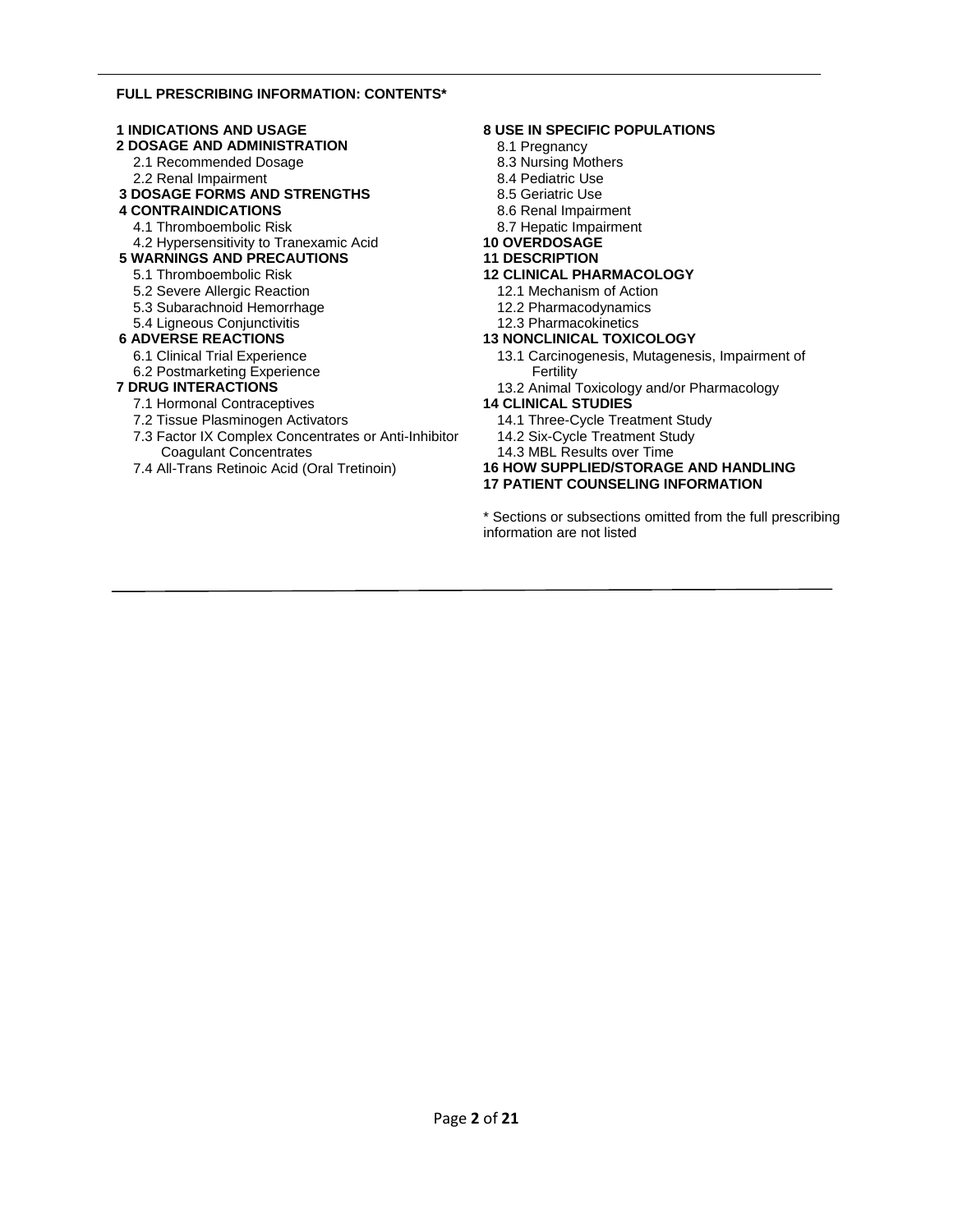**FULL PRESCRIBING INFORMATION: CONTENTS***

**1 INDICATIONS AND USAGE**

**2 DOSAGE AND ADMINISTRATION**
- 2.1 Recommended Dosage
- 2.2 Renal Impairment

**3 DOSAGE FORMS AND STRENGTHS**

**4 CONTRAINDICATIONS**
- 4.1 Thromboembolic Risk
- 4.2 Hypersensitivity to Tranexamic Acid

**5 WARNINGS AND PRECAUTIONS**
- 5.1 Thromboembolic Risk
- 5.2 Severe Allergic Reaction
- 5.3 Subarachnoid Hemorrhage
- 5.4 Ligneous Conjunctivitis

**6 ADVERSE REACTIONS**
- 6.1 Clinical Trial Experience
- 6.2 Postmarketing Experience

**7 DRUG INTERACTIONS**
- 7.1 Hormonal Contraceptives
- 7.2 Tissue Plasminogen Activators
- 7.3 Factor IX Complex Concentrates or Anti-Inhibitor Coagulant Concentrates
- 7.4 All-Trans Retinoic Acid (Oral Tretinoin)

**8 USE IN SPECIFIC POPULATIONS**
- 8.1 Pregnancy
- 8.3 Nursing Mothers
- 8.4 Pediatric Use
- 8.5 Geriatric Use
- 8.6 Renal Impairment
- 8.7 Hepatic Impairment

**10 OVERDOSAGE**

**11 DESCRIPTION**

**12 CLINICAL PHARMACOLOGY**
- 12.1 Mechanism of Action
- 12.2 Pharmacodynamics
- 12.3 Pharmacokinetics

**13 NONCLINICAL TOXICOLOGY**
- 13.1 Carcinogenesis, Mutagenesis, Impairment of Fertility
- 13.2 Animal Toxicology and/or Pharmacology

**14 CLINICAL STUDIES**
- 14.1 Three-Cycle Treatment Study
- 14.2 Six-Cycle Treatment Study
- 14.3 MBL Results over Time

**16 HOW SUPPLIED/STORAGE AND HANDLING**

**17 PATIENT COUNSELING INFORMATION**

* Sections or subsections omitted from the full prescribing information are not listed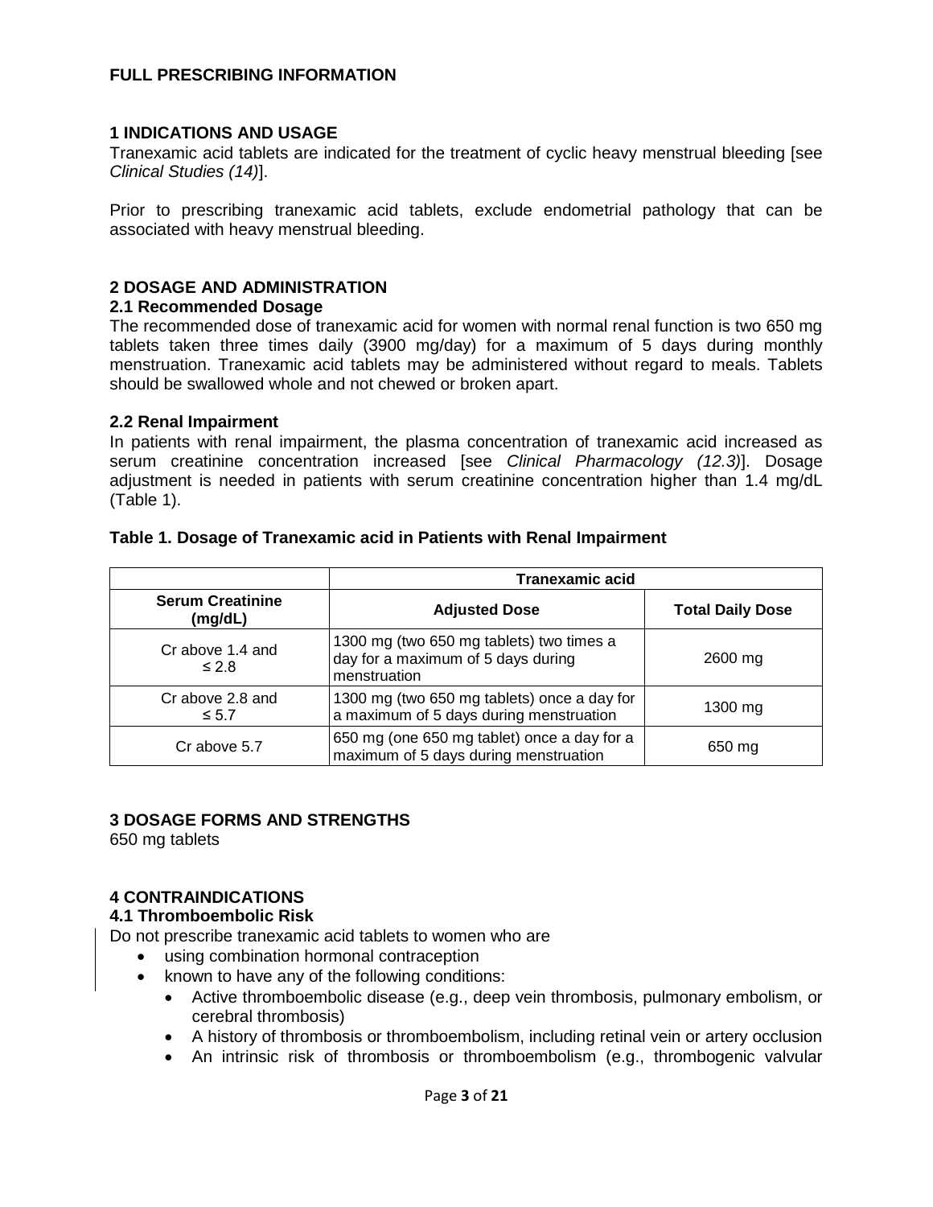# FULL PRESCRIBING INFORMATION

## 1 INDICATIONS AND USAGE

Tranexamic acid tablets are indicated for the treatment of cyclic heavy menstrual bleeding [see *Clinical Studies (14)*].

Prior to prescribing tranexamic acid tablets, exclude endometrial pathology that can be associated with heavy menstrual bleeding.

## 2 DOSAGE AND ADMINISTRATION

### 2.1 Recommended Dosage

The recommended dose of tranexamic acid for women with normal renal function is two 650 mg tablets taken three times daily (3900 mg/day) for a maximum of 5 days during monthly menstruation. Tranexamic acid tablets may be administered without regard to meals. Tablets should be swallowed whole and not chewed or broken apart.

### 2.2 Renal Impairment

In patients with renal impairment, the plasma concentration of tranexamic acid increased as serum creatinine concentration increased [see *Clinical Pharmacology (12.3)*]. Dosage adjustment is needed in patients with serum creatinine concentration higher than 1.4 mg/dL (Table 1).

**Table 1. Dosage of Tranexamic acid in Patients with Renal Impairment**

| | Tranexamic acid | |
|---|---|---|
| **Serum Creatinine (mg/dL)** | **Adjusted Dose** | **Total Daily Dose** |
| Cr above 1.4 and ≤ 2.8 | 1300 mg (two 650 mg tablets) two times a day for a maximum of 5 days during menstruation | 2600 mg |
| Cr above 2.8 and ≤ 5.7 | 1300 mg (two 650 mg tablets) once a day for a maximum of 5 days during menstruation | 1300 mg |
| Cr above 5.7 | 650 mg (one 650 mg tablet) once a day for a maximum of 5 days during menstruation | 650 mg |

## 3 DOSAGE FORMS AND STRENGTHS

650 mg tablets

## 4 CONTRAINDICATIONS

### 4.1 Thromboembolic Risk

Do not prescribe tranexamic acid tablets to women who are

- using combination hormonal contraception
- known to have any of the following conditions:
  - Active thromboembolic disease (e.g., deep vein thrombosis, pulmonary embolism, or cerebral thrombosis)
  - A history of thrombosis or thromboembolism, including retinal vein or artery occlusion
  - An intrinsic risk of thrombosis or thromboembolism (e.g., thrombogenic valvular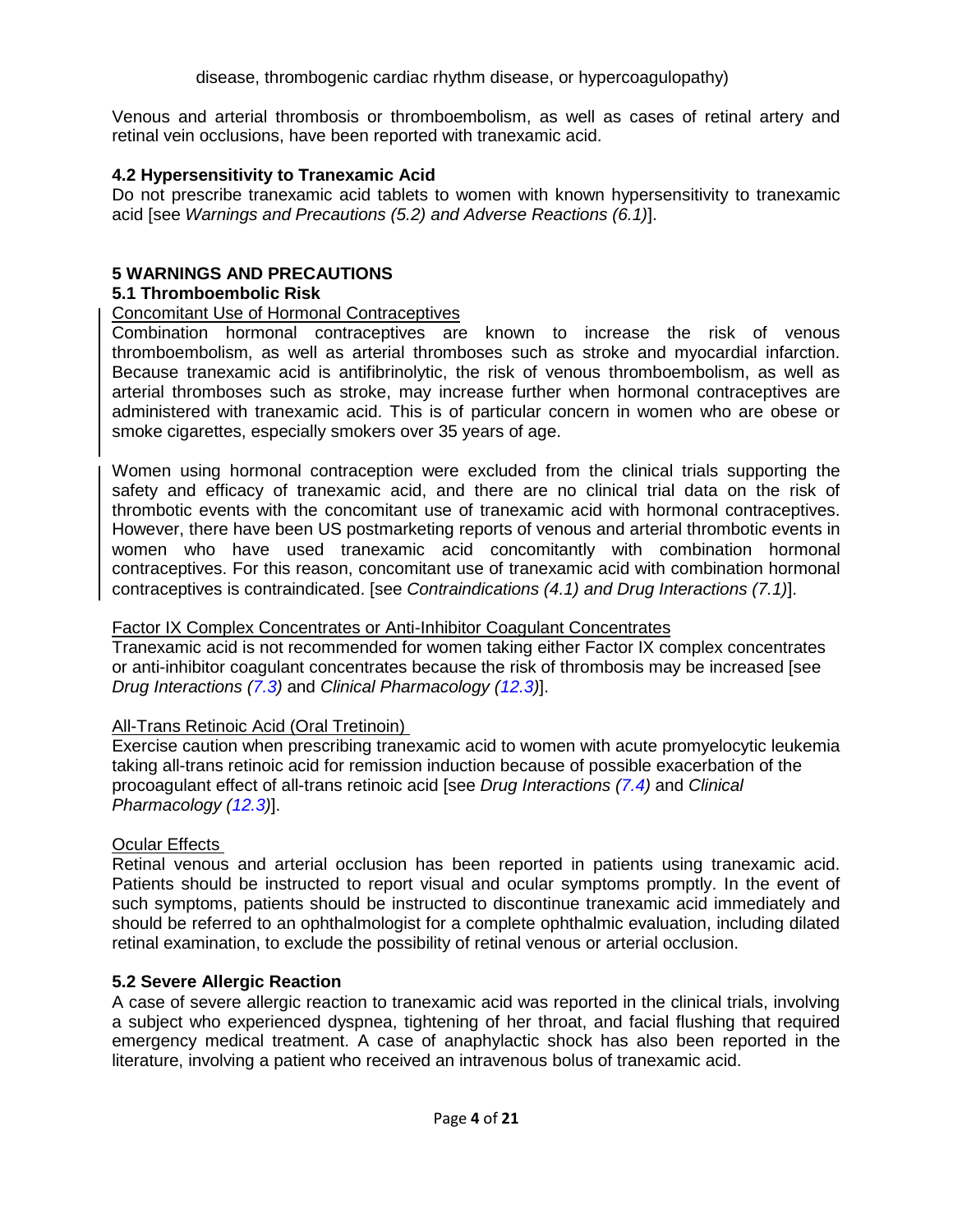disease, thrombogenic cardiac rhythm disease, or hypercoagulopathy)

Venous and arterial thrombosis or thromboembolism, as well as cases of retinal artery and retinal vein occlusions, have been reported with tranexamic acid.

### 4.2 Hypersensitivity to Tranexamic Acid

Do not prescribe tranexamic acid tablets to women with known hypersensitivity to tranexamic acid [see *Warnings and Precautions (5.2) and Adverse Reactions (6.1)*].

## 5 WARNINGS AND PRECAUTIONS

### 5.1 Thromboembolic Risk

Concomitant Use of Hormonal Contraceptives

Combination hormonal contraceptives are known to increase the risk of venous thromboembolism, as well as arterial thromboses such as stroke and myocardial infarction. Because tranexamic acid is antifibrinolytic, the risk of venous thromboembolism, as well as arterial thromboses such as stroke, may increase further when hormonal contraceptives are administered with tranexamic acid. This is of particular concern in women who are obese or smoke cigarettes, especially smokers over 35 years of age.

Women using hormonal contraception were excluded from the clinical trials supporting the safety and efficacy of tranexamic acid, and there are no clinical trial data on the risk of thrombotic events with the concomitant use of tranexamic acid with hormonal contraceptives. However, there have been US postmarketing reports of venous and arterial thrombotic events in women who have used tranexamic acid concomitantly with combination hormonal contraceptives. For this reason, concomitant use of tranexamic acid with combination hormonal contraceptives is contraindicated. [see *Contraindications (4.1) and Drug Interactions (7.1)*].

Factor IX Complex Concentrates or Anti-Inhibitor Coagulant Concentrates

Tranexamic acid is not recommended for women taking either Factor IX complex concentrates or anti-inhibitor coagulant concentrates because the risk of thrombosis may be increased [see *Drug Interactions (7.3)* and *Clinical Pharmacology (12.3)*].

All-Trans Retinoic Acid (Oral Tretinoin)

Exercise caution when prescribing tranexamic acid to women with acute promyelocytic leukemia taking all-trans retinoic acid for remission induction because of possible exacerbation of the procoagulant effect of all-trans retinoic acid [see *Drug Interactions (7.4)* and *Clinical Pharmacology (12.3)*].

Ocular Effects

Retinal venous and arterial occlusion has been reported in patients using tranexamic acid. Patients should be instructed to report visual and ocular symptoms promptly. In the event of such symptoms, patients should be instructed to discontinue tranexamic acid immediately and should be referred to an ophthalmologist for a complete ophthalmic evaluation, including dilated retinal examination, to exclude the possibility of retinal venous or arterial occlusion.

### 5.2 Severe Allergic Reaction

A case of severe allergic reaction to tranexamic acid was reported in the clinical trials, involving a subject who experienced dyspnea, tightening of her throat, and facial flushing that required emergency medical treatment. A case of anaphylactic shock has also been reported in the literature, involving a patient who received an intravenous bolus of tranexamic acid.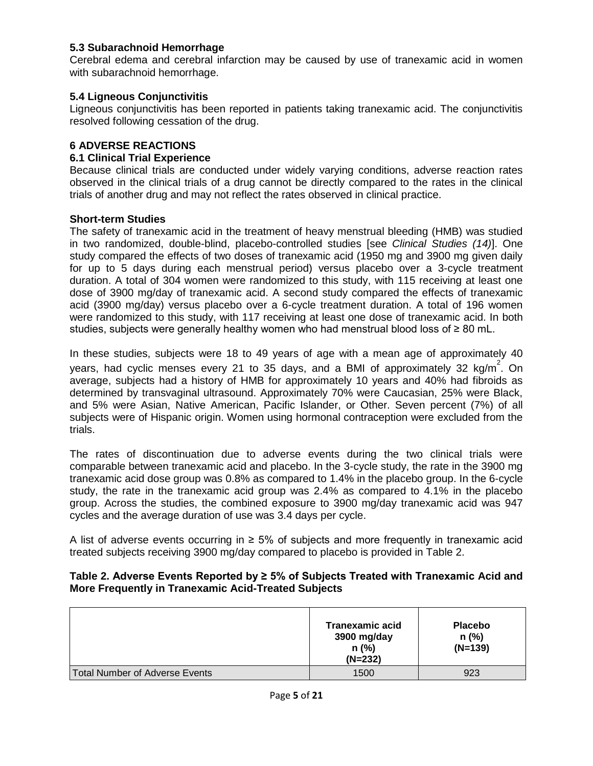### 5.3 Subarachnoid Hemorrhage

Cerebral edema and cerebral infarction may be caused by use of tranexamic acid in women with subarachnoid hemorrhage.

### 5.4 Ligneous Conjunctivitis

Ligneous conjunctivitis has been reported in patients taking tranexamic acid. The conjunctivitis resolved following cessation of the drug.

## 6 ADVERSE REACTIONS

### 6.1 Clinical Trial Experience

Because clinical trials are conducted under widely varying conditions, adverse reaction rates observed in the clinical trials of a drug cannot be directly compared to the rates in the clinical trials of another drug and may not reflect the rates observed in clinical practice.

**Short-term Studies**

The safety of tranexamic acid in the treatment of heavy menstrual bleeding (HMB) was studied in two randomized, double-blind, placebo-controlled studies [see *Clinical Studies (14)*]. One study compared the effects of two doses of tranexamic acid (1950 mg and 3900 mg given daily for up to 5 days during each menstrual period) versus placebo over a 3-cycle treatment duration. A total of 304 women were randomized to this study, with 115 receiving at least one dose of 3900 mg/day of tranexamic acid. A second study compared the effects of tranexamic acid (3900 mg/day) versus placebo over a 6-cycle treatment duration. A total of 196 women were randomized to this study, with 117 receiving at least one dose of tranexamic acid. In both studies, subjects were generally healthy women who had menstrual blood loss of ≥ 80 mL.

In these studies, subjects were 18 to 49 years of age with a mean age of approximately 40 years, had cyclic menses every 21 to 35 days, and a BMI of approximately 32 kg/m$^2$. On average, subjects had a history of HMB for approximately 10 years and 40% had fibroids as determined by transvaginal ultrasound. Approximately 70% were Caucasian, 25% were Black, and 5% were Asian, Native American, Pacific Islander, or Other. Seven percent (7%) of all subjects were of Hispanic origin. Women using hormonal contraception were excluded from the trials.

The rates of discontinuation due to adverse events during the two clinical trials were comparable between tranexamic acid and placebo. In the 3-cycle study, the rate in the 3900 mg tranexamic acid dose group was 0.8% as compared to 1.4% in the placebo group. In the 6-cycle study, the rate in the tranexamic acid group was 2.4% as compared to 4.1% in the placebo group. Across the studies, the combined exposure to 3900 mg/day tranexamic acid was 947 cycles and the average duration of use was 3.4 days per cycle.

A list of adverse events occurring in ≥ 5% of subjects and more frequently in tranexamic acid treated subjects receiving 3900 mg/day compared to placebo is provided in Table 2.

**Table 2. Adverse Events Reported by ≥ 5% of Subjects Treated with Tranexamic Acid and More Frequently in Tranexamic Acid-Treated Subjects**

| | Tranexamic acid 3900 mg/day n (%) (N=232) | Placebo n (%) (N=139) |
|---|---|---|
| Total Number of Adverse Events | 1500 | 923 |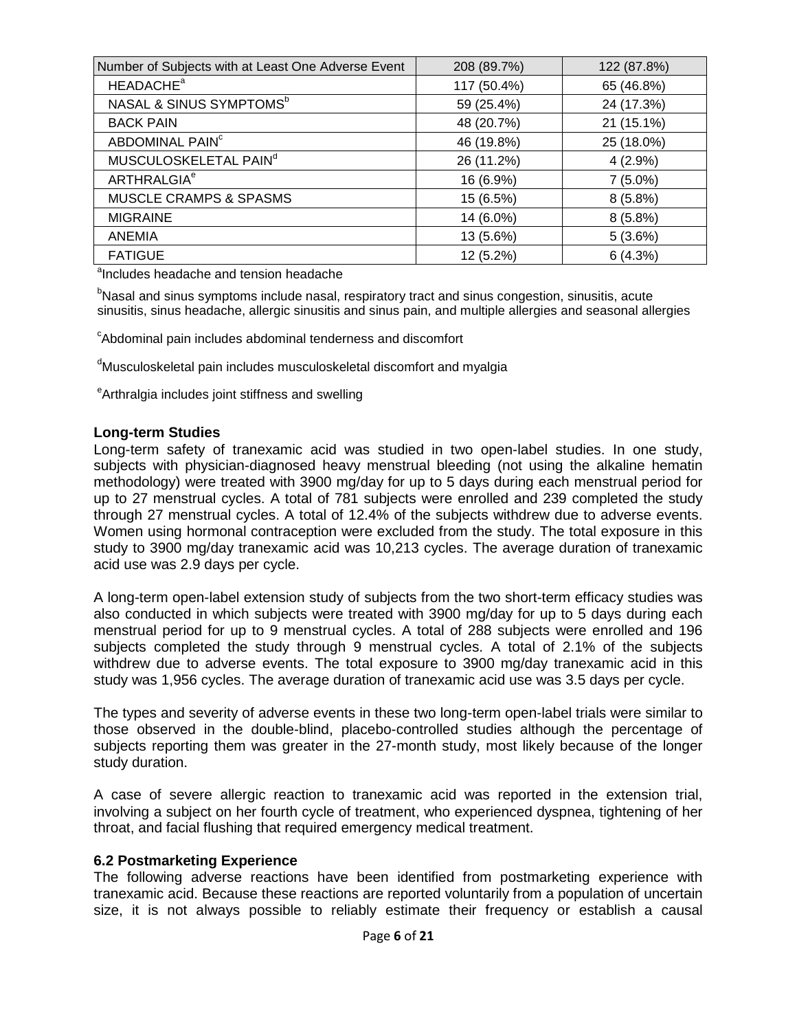| Number of Subjects with at Least One Adverse Event | 208 (89.7%) | 122 (87.8%) |
|---|---|---|
| HEADACHE[a] | 117 (50.4%) | 65 (46.8%) |
| NASAL & SINUS SYMPTOMS[b] | 59 (25.4%) | 24 (17.3%) |
| BACK PAIN | 48 (20.7%) | 21 (15.1%) |
| ABDOMINAL PAIN[c] | 46 (19.8%) | 25 (18.0%) |
| MUSCULOSKELETAL PAIN[d] | 26 (11.2%) | 4 (2.9%) |
| ARTHRALGIA[e] | 16 (6.9%) | 7 (5.0%) |
| MUSCLE CRAMPS & SPASMS | 15 (6.5%) | 8 (5.8%) |
| MIGRAINE | 14 (6.0%) | 8 (5.8%) |
| ANEMIA | 13 (5.6%) | 5 (3.6%) |
| FATIGUE | 12 (5.2%) | 6 (4.3%) |

[a]Includes headache and tension headache

[b]Nasal and sinus symptoms include nasal, respiratory tract and sinus congestion, sinusitis, acute sinusitis, sinus headache, allergic sinusitis and sinus pain, and multiple allergies and seasonal allergies

[c]Abdominal pain includes abdominal tenderness and discomfort

[d]Musculoskeletal pain includes musculoskeletal discomfort and myalgia

[e]Arthralgia includes joint stiffness and swelling

**Long-term Studies**

Long-term safety of tranexamic acid was studied in two open-label studies. In one study, subjects with physician-diagnosed heavy menstrual bleeding (not using the alkaline hematin methodology) were treated with 3900 mg/day for up to 5 days during each menstrual period for up to 27 menstrual cycles. A total of 781 subjects were enrolled and 239 completed the study through 27 menstrual cycles. A total of 12.4% of the subjects withdrew due to adverse events. Women using hormonal contraception were excluded from the study. The total exposure in this study to 3900 mg/day tranexamic acid was 10,213 cycles. The average duration of tranexamic acid use was 2.9 days per cycle.

A long-term open-label extension study of subjects from the two short-term efficacy studies was also conducted in which subjects were treated with 3900 mg/day for up to 5 days during each menstrual period for up to 9 menstrual cycles. A total of 288 subjects were enrolled and 196 subjects completed the study through 9 menstrual cycles. A total of 2.1% of the subjects withdrew due to adverse events. The total exposure to 3900 mg/day tranexamic acid in this study was 1,956 cycles. The average duration of tranexamic acid use was 3.5 days per cycle.

The types and severity of adverse events in these two long-term open-label trials were similar to those observed in the double-blind, placebo-controlled studies although the percentage of subjects reporting them was greater in the 27-month study, most likely because of the longer study duration.

A case of severe allergic reaction to tranexamic acid was reported in the extension trial, involving a subject on her fourth cycle of treatment, who experienced dyspnea, tightening of her throat, and facial flushing that required emergency medical treatment.

### 6.2 Postmarketing Experience

The following adverse reactions have been identified from postmarketing experience with tranexamic acid. Because these reactions are reported voluntarily from a population of uncertain size, it is not always possible to reliably estimate their frequency or establish a causal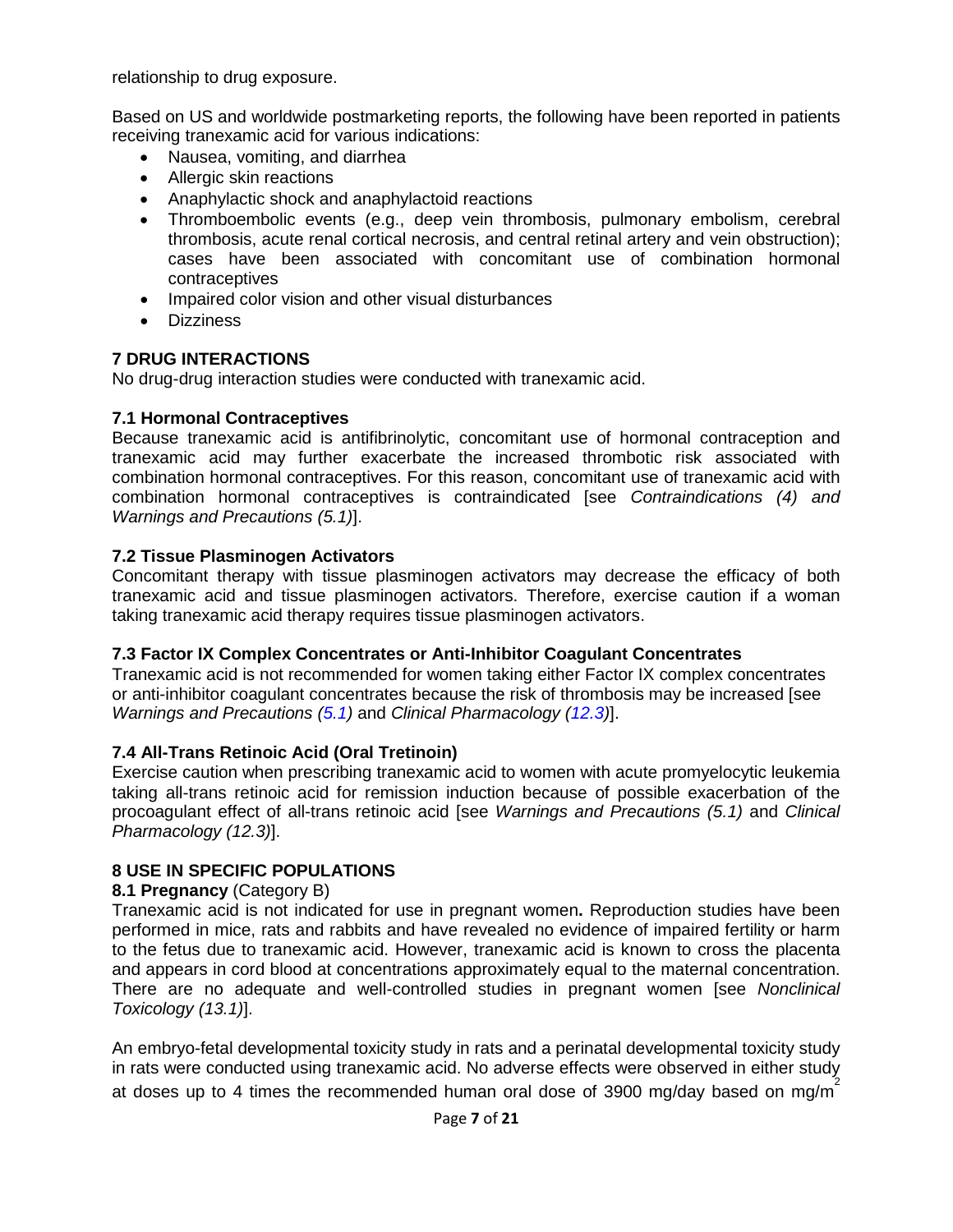relationship to drug exposure.

Based on US and worldwide postmarketing reports, the following have been reported in patients receiving tranexamic acid for various indications:

- Nausea, vomiting, and diarrhea
- Allergic skin reactions
- Anaphylactic shock and anaphylactoid reactions
- Thromboembolic events (e.g., deep vein thrombosis, pulmonary embolism, cerebral thrombosis, acute renal cortical necrosis, and central retinal artery and vein obstruction); cases have been associated with concomitant use of combination hormonal contraceptives
- Impaired color vision and other visual disturbances
- Dizziness

## 7 DRUG INTERACTIONS

No drug-drug interaction studies were conducted with tranexamic acid.

### 7.1 Hormonal Contraceptives

Because tranexamic acid is antifibrinolytic, concomitant use of hormonal contraception and tranexamic acid may further exacerbate the increased thrombotic risk associated with combination hormonal contraceptives. For this reason, concomitant use of tranexamic acid with combination hormonal contraceptives is contraindicated [see *Contraindications (4) and Warnings and Precautions (5.1)*].

### 7.2 Tissue Plasminogen Activators

Concomitant therapy with tissue plasminogen activators may decrease the efficacy of both tranexamic acid and tissue plasminogen activators. Therefore, exercise caution if a woman taking tranexamic acid therapy requires tissue plasminogen activators.

### 7.3 Factor IX Complex Concentrates or Anti-Inhibitor Coagulant Concentrates

Tranexamic acid is not recommended for women taking either Factor IX complex concentrates or anti-inhibitor coagulant concentrates because the risk of thrombosis may be increased [see *Warnings and Precautions (5.1)* and *Clinical Pharmacology (12.3)*].

### 7.4 All-Trans Retinoic Acid (Oral Tretinoin)

Exercise caution when prescribing tranexamic acid to women with acute promyelocytic leukemia taking all-trans retinoic acid for remission induction because of possible exacerbation of the procoagulant effect of all-trans retinoic acid [see *Warnings and Precautions (5.1)* and *Clinical Pharmacology (12.3)*].

## 8 USE IN SPECIFIC POPULATIONS

### 8.1 Pregnancy (Category B)

Tranexamic acid is not indicated for use in pregnant women**.** Reproduction studies have been performed in mice, rats and rabbits and have revealed no evidence of impaired fertility or harm to the fetus due to tranexamic acid. However, tranexamic acid is known to cross the placenta and appears in cord blood at concentrations approximately equal to the maternal concentration. There are no adequate and well-controlled studies in pregnant women [see *Nonclinical Toxicology (13.1)*].

An embryo-fetal developmental toxicity study in rats and a perinatal developmental toxicity study in rats were conducted using tranexamic acid. No adverse effects were observed in either study at doses up to 4 times the recommended human oral dose of 3900 mg/day based on $mg/m^2$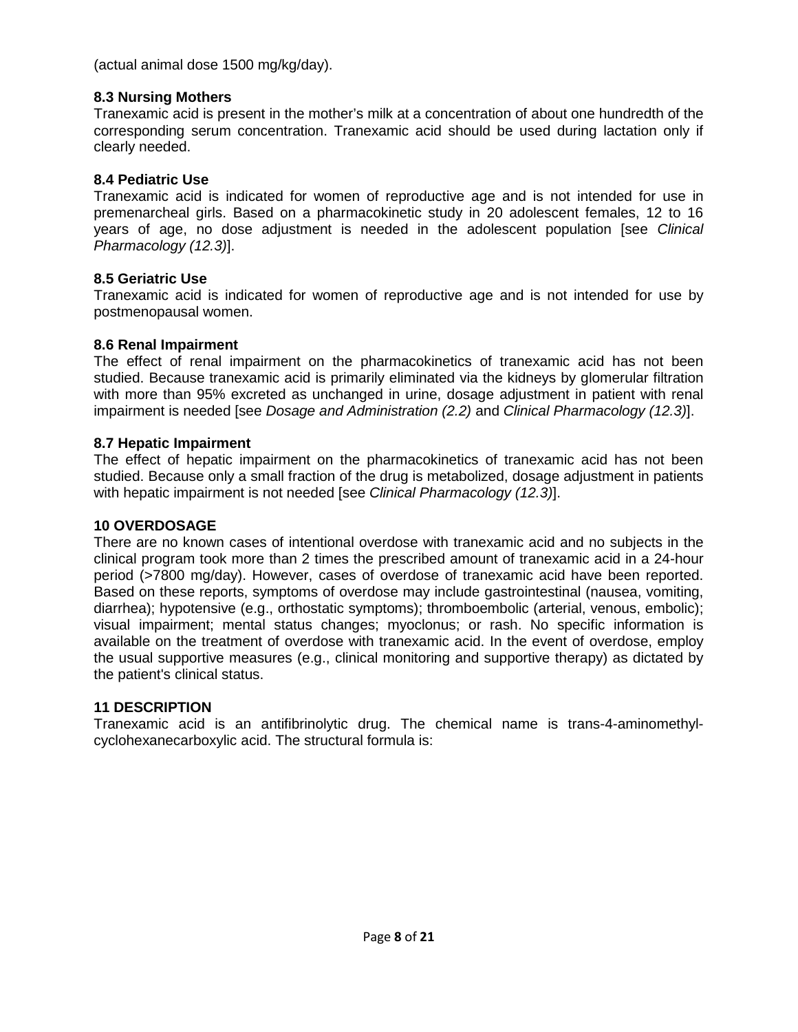(actual animal dose 1500 mg/kg/day).

### 8.3 Nursing Mothers

Tranexamic acid is present in the mother's milk at a concentration of about one hundredth of the corresponding serum concentration. Tranexamic acid should be used during lactation only if clearly needed.

### 8.4 Pediatric Use

Tranexamic acid is indicated for women of reproductive age and is not intended for use in premenarcheal girls. Based on a pharmacokinetic study in 20 adolescent females, 12 to 16 years of age, no dose adjustment is needed in the adolescent population [see *Clinical Pharmacology (12.3)*].

### 8.5 Geriatric Use

Tranexamic acid is indicated for women of reproductive age and is not intended for use by postmenopausal women.

### 8.6 Renal Impairment

The effect of renal impairment on the pharmacokinetics of tranexamic acid has not been studied. Because tranexamic acid is primarily eliminated via the kidneys by glomerular filtration with more than 95% excreted as unchanged in urine, dosage adjustment in patient with renal impairment is needed [see *Dosage and Administration (2.2)* and *Clinical Pharmacology (12.3)*].

### 8.7 Hepatic Impairment

The effect of hepatic impairment on the pharmacokinetics of tranexamic acid has not been studied. Because only a small fraction of the drug is metabolized, dosage adjustment in patients with hepatic impairment is not needed [see *Clinical Pharmacology (12.3)*].

## 10 OVERDOSAGE

There are no known cases of intentional overdose with tranexamic acid and no subjects in the clinical program took more than 2 times the prescribed amount of tranexamic acid in a 24-hour period (>7800 mg/day). However, cases of overdose of tranexamic acid have been reported. Based on these reports, symptoms of overdose may include gastrointestinal (nausea, vomiting, diarrhea); hypotensive (e.g., orthostatic symptoms); thromboembolic (arterial, venous, embolic); visual impairment; mental status changes; myoclonus; or rash. No specific information is available on the treatment of overdose with tranexamic acid. In the event of overdose, employ the usual supportive measures (e.g., clinical monitoring and supportive therapy) as dictated by the patient's clinical status.

## 11 DESCRIPTION

Tranexamic acid is an antifibrinolytic drug. The chemical name is trans-4-aminomethyl-cyclohexanecarboxylic acid. The structural formula is: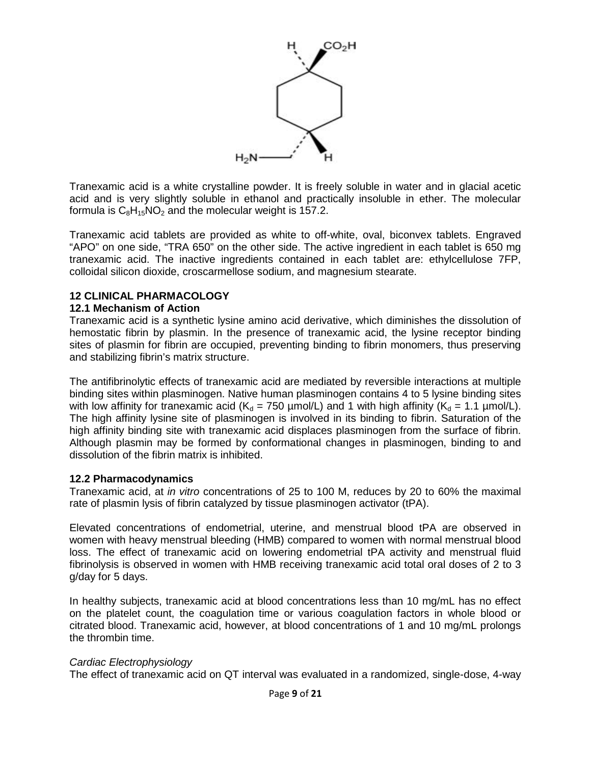Tranexamic acid is a white crystalline powder. It is freely soluble in water and in glacial acetic acid and is very slightly soluble in ethanol and practically insoluble in ether. The molecular formula is $C_8H_{15}NO_2$ and the molecular weight is 157.2.

Tranexamic acid tablets are provided as white to off-white, oval, biconvex tablets. Engraved "APO" on one side, "TRA 650" on the other side. The active ingredient in each tablet is 650 mg tranexamic acid. The inactive ingredients contained in each tablet are: ethylcellulose 7FP, colloidal silicon dioxide, croscarmellose sodium, and magnesium stearate.

## 12 CLINICAL PHARMACOLOGY

### 12.1 Mechanism of Action

Tranexamic acid is a synthetic lysine amino acid derivative, which diminishes the dissolution of hemostatic fibrin by plasmin. In the presence of tranexamic acid, the lysine receptor binding sites of plasmin for fibrin are occupied, preventing binding to fibrin monomers, thus preserving and stabilizing fibrin's matrix structure.

The antifibrinolytic effects of tranexamic acid are mediated by reversible interactions at multiple binding sites within plasminogen. Native human plasminogen contains 4 to 5 lysine binding sites with low affinity for tranexamic acid ($K_d$ = 750 µmol/L) and 1 with high affinity ($K_d$ = 1.1 µmol/L). The high affinity lysine site of plasminogen is involved in its binding to fibrin. Saturation of the high affinity binding site with tranexamic acid displaces plasminogen from the surface of fibrin. Although plasmin may be formed by conformational changes in plasminogen, binding to and dissolution of the fibrin matrix is inhibited.

### 12.2 Pharmacodynamics

Tranexamic acid, at *in vitro* concentrations of 25 to 100 M, reduces by 20 to 60% the maximal rate of plasmin lysis of fibrin catalyzed by tissue plasminogen activator (tPA).

Elevated concentrations of endometrial, uterine, and menstrual blood tPA are observed in women with heavy menstrual bleeding (HMB) compared to women with normal menstrual blood loss. The effect of tranexamic acid on lowering endometrial tPA activity and menstrual fluid fibrinolysis is observed in women with HMB receiving tranexamic acid total oral doses of 2 to 3 g/day for 5 days.

In healthy subjects, tranexamic acid at blood concentrations less than 10 mg/mL has no effect on the platelet count, the coagulation time or various coagulation factors in whole blood or citrated blood. Tranexamic acid, however, at blood concentrations of 1 and 10 mg/mL prolongs the thrombin time.

*Cardiac Electrophysiology*

The effect of tranexamic acid on QT interval was evaluated in a randomized, single-dose, 4-way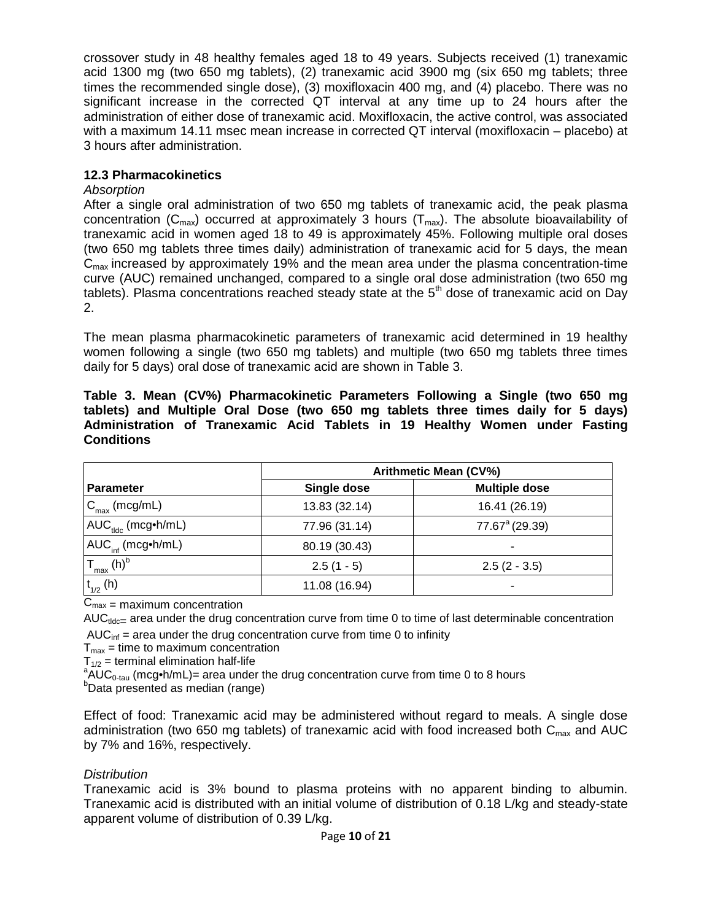crossover study in 48 healthy females aged 18 to 49 years. Subjects received (1) tranexamic acid 1300 mg (two 650 mg tablets), (2) tranexamic acid 3900 mg (six 650 mg tablets; three times the recommended single dose), (3) moxifloxacin 400 mg, and (4) placebo. There was no significant increase in the corrected QT interval at any time up to 24 hours after the administration of either dose of tranexamic acid. Moxifloxacin, the active control, was associated with a maximum 14.11 msec mean increase in corrected QT interval (moxifloxacin – placebo) at 3 hours after administration.

### 12.3 Pharmacokinetics

*Absorption*

After a single oral administration of two 650 mg tablets of tranexamic acid, the peak plasma concentration ($C_{max}$) occurred at approximately 3 hours ($T_{max}$). The absolute bioavailability of tranexamic acid in women aged 18 to 49 is approximately 45%. Following multiple oral doses (two 650 mg tablets three times daily) administration of tranexamic acid for 5 days, the mean $C_{max}$ increased by approximately 19% and the mean area under the plasma concentration-time curve (AUC) remained unchanged, compared to a single oral dose administration (two 650 mg tablets). Plasma concentrations reached steady state at the 5th dose of tranexamic acid on Day 2.

The mean plasma pharmacokinetic parameters of tranexamic acid determined in 19 healthy women following a single (two 650 mg tablets) and multiple (two 650 mg tablets three times daily for 5 days) oral dose of tranexamic acid are shown in Table 3.

**Table 3. Mean (CV%) Pharmacokinetic Parameters Following a Single (two 650 mg tablets) and Multiple Oral Dose (two 650 mg tablets three times daily for 5 days) Administration of Tranexamic Acid Tablets in 19 Healthy Women under Fasting Conditions**

| | Arithmetic Mean (CV%) | |
|---|---|---|
| **Parameter** | **Single dose** | **Multiple dose** |
| $C_{max}$ (mcg/mL) | 13.83 (32.14) | 16.41 (26.19) |
| $AUC_{tldc}$ (mcg•h/mL) | 77.96 (31.14) | 77.67[a] (29.39) |
| $AUC_{inf}$ (mcg•h/mL) | 80.19 (30.43) | - |
| $T_{max}$ (h)[b] | 2.5 (1 - 5) | 2.5 (2 - 3.5) |
| $t_{1/2}$ (h) | 11.08 (16.94) | - |

$C_{max}$ = maximum concentration

$AUC_{tldc}$= area under the drug concentration curve from time 0 to time of last determinable concentration

$AUC_{inf}$ = area under the drug concentration curve from time 0 to infinity

$T_{max}$ = time to maximum concentration

$T_{1/2}$ = terminal elimination half-life

[a]$AUC_{0\text{-}tau}$ (mcg•h/mL)= area under the drug concentration curve from time 0 to 8 hours

[b]Data presented as median (range)

Effect of food: Tranexamic acid may be administered without regard to meals. A single dose administration (two 650 mg tablets) of tranexamic acid with food increased both $C_{max}$ and AUC by 7% and 16%, respectively.

*Distribution*

Tranexamic acid is 3% bound to plasma proteins with no apparent binding to albumin. Tranexamic acid is distributed with an initial volume of distribution of 0.18 L/kg and steady-state apparent volume of distribution of 0.39 L/kg.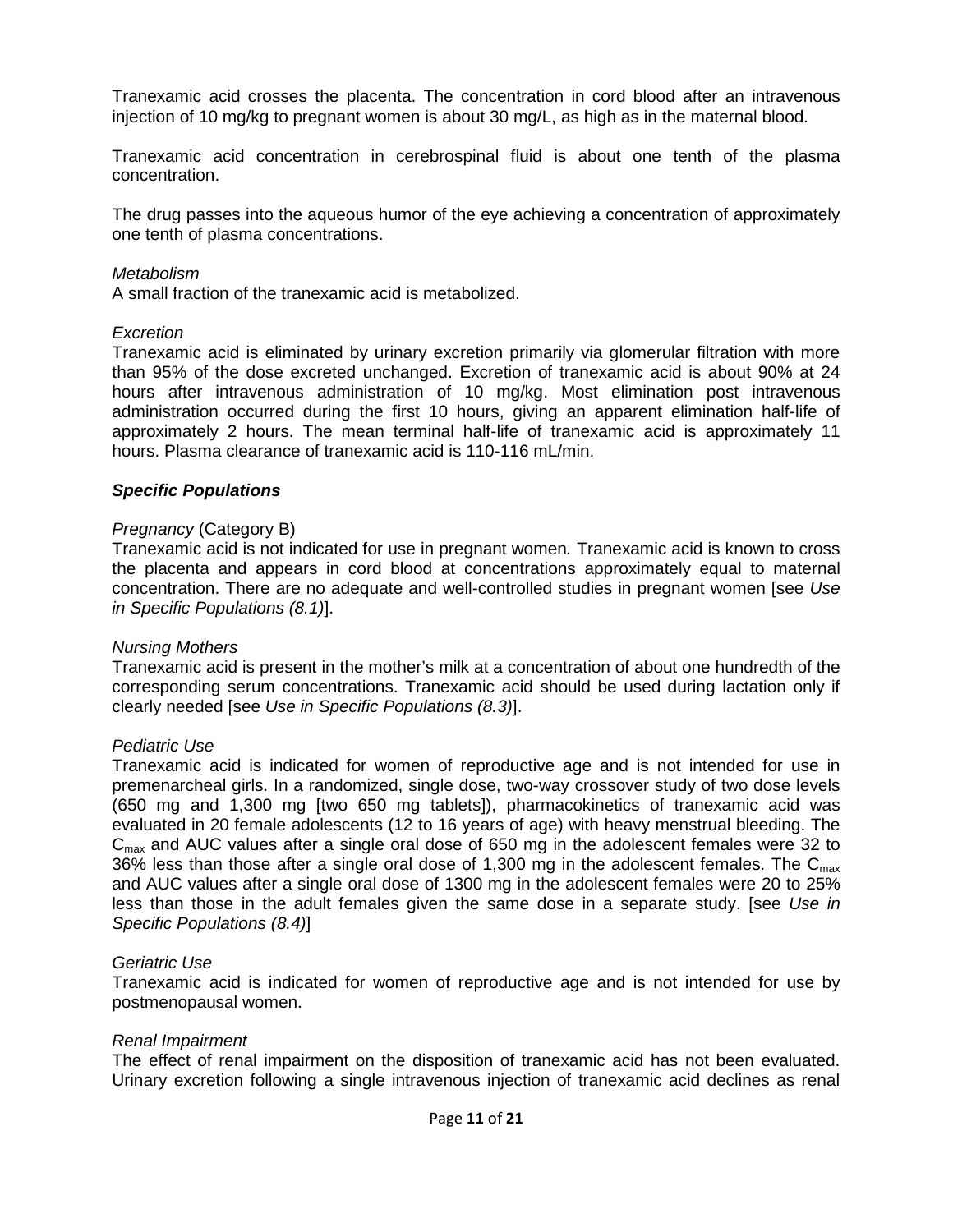Tranexamic acid crosses the placenta. The concentration in cord blood after an intravenous injection of 10 mg/kg to pregnant women is about 30 mg/L, as high as in the maternal blood.

Tranexamic acid concentration in cerebrospinal fluid is about one tenth of the plasma concentration.

The drug passes into the aqueous humor of the eye achieving a concentration of approximately one tenth of plasma concentrations.

*Metabolism*
A small fraction of the tranexamic acid is metabolized.

*Excretion*
Tranexamic acid is eliminated by urinary excretion primarily via glomerular filtration with more than 95% of the dose excreted unchanged. Excretion of tranexamic acid is about 90% at 24 hours after intravenous administration of 10 mg/kg. Most elimination post intravenous administration occurred during the first 10 hours, giving an apparent elimination half-life of approximately 2 hours. The mean terminal half-life of tranexamic acid is approximately 11 hours. Plasma clearance of tranexamic acid is 110-116 mL/min.

***Specific Populations***

*Pregnancy* (Category B)
Tranexamic acid is not indicated for use in pregnant women. Tranexamic acid is known to cross the placenta and appears in cord blood at concentrations approximately equal to maternal concentration. There are no adequate and well-controlled studies in pregnant women [see *Use in Specific Populations (8.1)*].

*Nursing Mothers*
Tranexamic acid is present in the mother's milk at a concentration of about one hundredth of the corresponding serum concentrations. Tranexamic acid should be used during lactation only if clearly needed [see *Use in Specific Populations (8.3)*].

*Pediatric Use*
Tranexamic acid is indicated for women of reproductive age and is not intended for use in premenarcheal girls. In a randomized, single dose, two-way crossover study of two dose levels (650 mg and 1,300 mg [two 650 mg tablets]), pharmacokinetics of tranexamic acid was evaluated in 20 female adolescents (12 to 16 years of age) with heavy menstrual bleeding. The $C_{max}$ and AUC values after a single oral dose of 650 mg in the adolescent females were 32 to 36% less than those after a single oral dose of 1,300 mg in the adolescent females. The $C_{max}$ and AUC values after a single oral dose of 1300 mg in the adolescent females were 20 to 25% less than those in the adult females given the same dose in a separate study. [see *Use in Specific Populations (8.4)*]

*Geriatric Use*
Tranexamic acid is indicated for women of reproductive age and is not intended for use by postmenopausal women.

*Renal Impairment*
The effect of renal impairment on the disposition of tranexamic acid has not been evaluated. Urinary excretion following a single intravenous injection of tranexamic acid declines as renal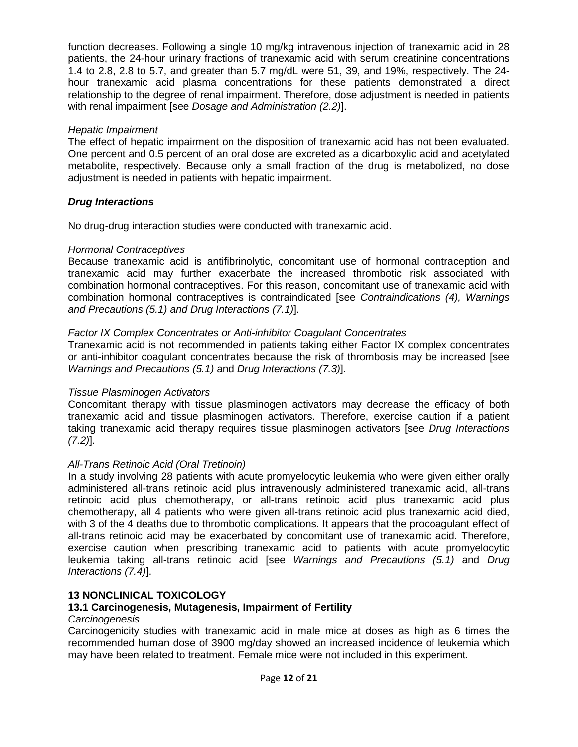function decreases. Following a single 10 mg/kg intravenous injection of tranexamic acid in 28 patients, the 24-hour urinary fractions of tranexamic acid with serum creatinine concentrations 1.4 to 2.8, 2.8 to 5.7, and greater than 5.7 mg/dL were 51, 39, and 19%, respectively. The 24-hour tranexamic acid plasma concentrations for these patients demonstrated a direct relationship to the degree of renal impairment. Therefore, dose adjustment is needed in patients with renal impairment [see *Dosage and Administration (2.2)*].

*Hepatic Impairment*

The effect of hepatic impairment on the disposition of tranexamic acid has not been evaluated. One percent and 0.5 percent of an oral dose are excreted as a dicarboxylic acid and acetylated metabolite, respectively. Because only a small fraction of the drug is metabolized, no dose adjustment is needed in patients with hepatic impairment.

***Drug Interactions***

No drug-drug interaction studies were conducted with tranexamic acid.

*Hormonal Contraceptives*

Because tranexamic acid is antifibrinolytic, concomitant use of hormonal contraception and tranexamic acid may further exacerbate the increased thrombotic risk associated with combination hormonal contraceptives. For this reason, concomitant use of tranexamic acid with combination hormonal contraceptives is contraindicated [see *Contraindications (4), Warnings and Precautions (5.1) and Drug Interactions (7.1)*].

*Factor IX Complex Concentrates or Anti-inhibitor Coagulant Concentrates*

Tranexamic acid is not recommended in patients taking either Factor IX complex concentrates or anti-inhibitor coagulant concentrates because the risk of thrombosis may be increased [see *Warnings and Precautions (5.1)* and *Drug Interactions (7.3)*].

*Tissue Plasminogen Activators*

Concomitant therapy with tissue plasminogen activators may decrease the efficacy of both tranexamic acid and tissue plasminogen activators. Therefore, exercise caution if a patient taking tranexamic acid therapy requires tissue plasminogen activators [see *Drug Interactions (7.2)*].

*All-Trans Retinoic Acid (Oral Tretinoin)*

In a study involving 28 patients with acute promyelocytic leukemia who were given either orally administered all-trans retinoic acid plus intravenously administered tranexamic acid, all-trans retinoic acid plus chemotherapy, or all-trans retinoic acid plus tranexamic acid plus chemotherapy, all 4 patients who were given all-trans retinoic acid plus tranexamic acid died, with 3 of the 4 deaths due to thrombotic complications. It appears that the procoagulant effect of all-trans retinoic acid may be exacerbated by concomitant use of tranexamic acid. Therefore, exercise caution when prescribing tranexamic acid to patients with acute promyelocytic leukemia taking all-trans retinoic acid [see *Warnings and Precautions (5.1)* and *Drug Interactions (7.4)*].

## 13 NONCLINICAL TOXICOLOGY

### 13.1 Carcinogenesis, Mutagenesis, Impairment of Fertility

*Carcinogenesis*

Carcinogenicity studies with tranexamic acid in male mice at doses as high as 6 times the recommended human dose of 3900 mg/day showed an increased incidence of leukemia which may have been related to treatment. Female mice were not included in this experiment.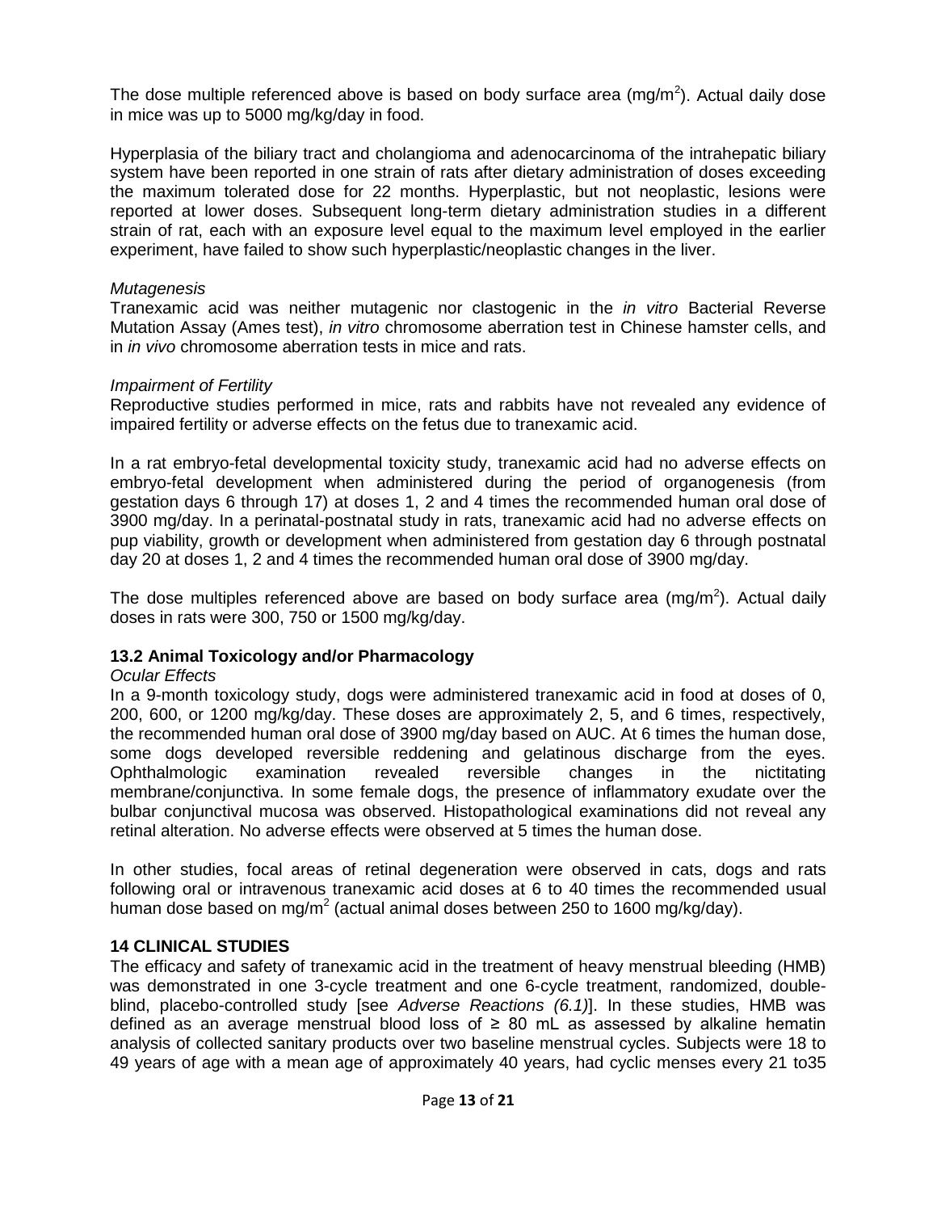The dose multiple referenced above is based on body surface area ($mg/m^2$). Actual daily dose in mice was up to 5000 mg/kg/day in food.

Hyperplasia of the biliary tract and cholangioma and adenocarcinoma of the intrahepatic biliary system have been reported in one strain of rats after dietary administration of doses exceeding the maximum tolerated dose for 22 months. Hyperplastic, but not neoplastic, lesions were reported at lower doses. Subsequent long-term dietary administration studies in a different strain of rat, each with an exposure level equal to the maximum level employed in the earlier experiment, have failed to show such hyperplastic/neoplastic changes in the liver.

*Mutagenesis*

Tranexamic acid was neither mutagenic nor clastogenic in the *in vitro* Bacterial Reverse Mutation Assay (Ames test), *in vitro* chromosome aberration test in Chinese hamster cells, and in *in vivo* chromosome aberration tests in mice and rats.

*Impairment of Fertility*

Reproductive studies performed in mice, rats and rabbits have not revealed any evidence of impaired fertility or adverse effects on the fetus due to tranexamic acid.

In a rat embryo-fetal developmental toxicity study, tranexamic acid had no adverse effects on embryo-fetal development when administered during the period of organogenesis (from gestation days 6 through 17) at doses 1, 2 and 4 times the recommended human oral dose of 3900 mg/day. In a perinatal-postnatal study in rats, tranexamic acid had no adverse effects on pup viability, growth or development when administered from gestation day 6 through postnatal day 20 at doses 1, 2 and 4 times the recommended human oral dose of 3900 mg/day.

The dose multiples referenced above are based on body surface area ($mg/m^2$). Actual daily doses in rats were 300, 750 or 1500 mg/kg/day.

### 13.2 Animal Toxicology and/or Pharmacology

*Ocular Effects*

In a 9-month toxicology study, dogs were administered tranexamic acid in food at doses of 0, 200, 600, or 1200 mg/kg/day. These doses are approximately 2, 5, and 6 times, respectively, the recommended human oral dose of 3900 mg/day based on AUC. At 6 times the human dose, some dogs developed reversible reddening and gelatinous discharge from the eyes. Ophthalmologic examination revealed reversible changes in the nictitating membrane/conjunctiva. In some female dogs, the presence of inflammatory exudate over the bulbar conjunctival mucosa was observed. Histopathological examinations did not reveal any retinal alteration. No adverse effects were observed at 5 times the human dose.

In other studies, focal areas of retinal degeneration were observed in cats, dogs and rats following oral or intravenous tranexamic acid doses at 6 to 40 times the recommended usual human dose based on $mg/m^2$ (actual animal doses between 250 to 1600 mg/kg/day).

## 14 CLINICAL STUDIES

The efficacy and safety of tranexamic acid in the treatment of heavy menstrual bleeding (HMB) was demonstrated in one 3-cycle treatment and one 6-cycle treatment, randomized, double-blind, placebo-controlled study [see *Adverse Reactions (6.1)*]. In these studies, HMB was defined as an average menstrual blood loss of ≥ 80 mL as assessed by alkaline hematin analysis of collected sanitary products over two baseline menstrual cycles. Subjects were 18 to 49 years of age with a mean age of approximately 40 years, had cyclic menses every 21 to35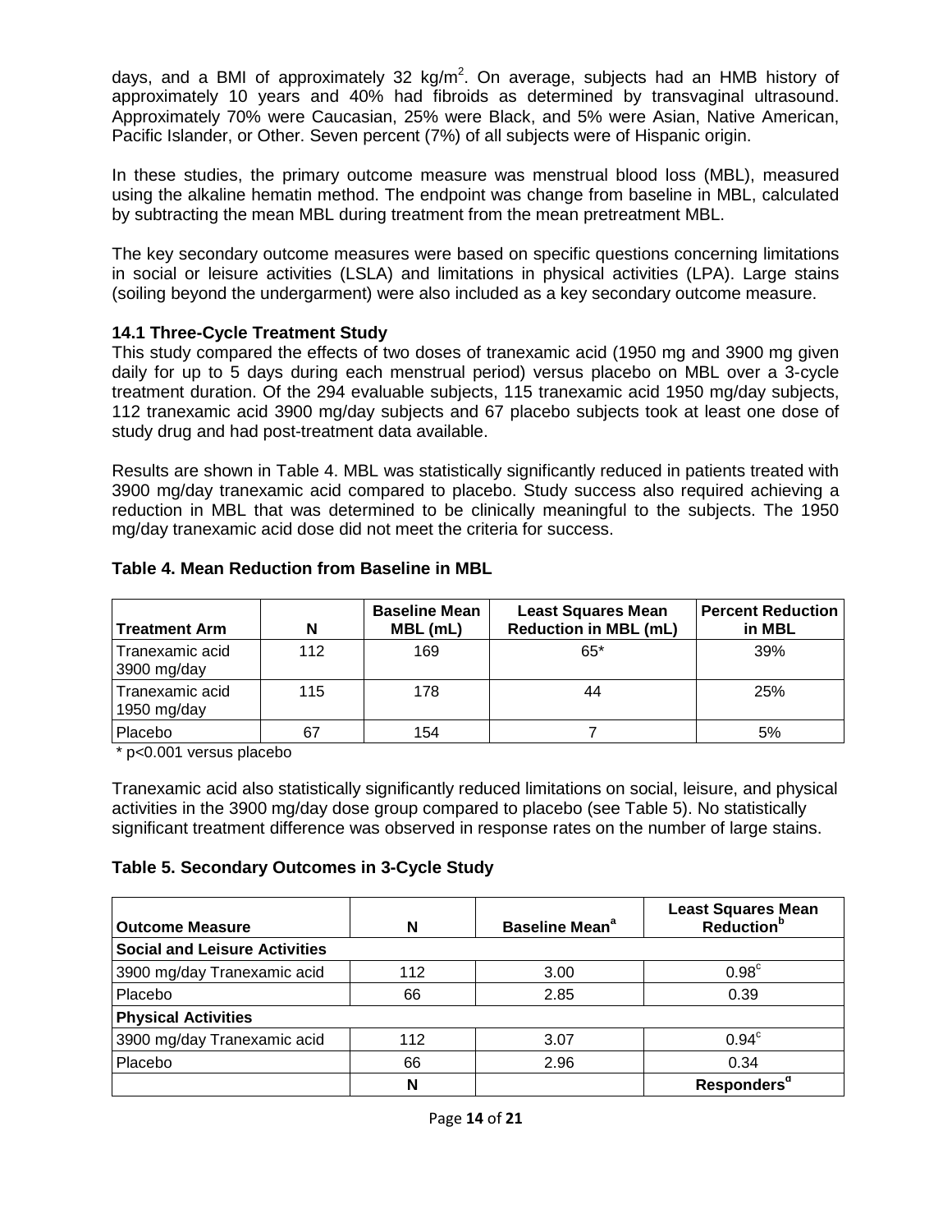days, and a BMI of approximately 32 kg/m$^2$. On average, subjects had an HMB history of approximately 10 years and 40% had fibroids as determined by transvaginal ultrasound. Approximately 70% were Caucasian, 25% were Black, and 5% were Asian, Native American, Pacific Islander, or Other. Seven percent (7%) of all subjects were of Hispanic origin.

In these studies, the primary outcome measure was menstrual blood loss (MBL), measured using the alkaline hematin method. The endpoint was change from baseline in MBL, calculated by subtracting the mean MBL during treatment from the mean pretreatment MBL.

The key secondary outcome measures were based on specific questions concerning limitations in social or leisure activities (LSLA) and limitations in physical activities (LPA). Large stains (soiling beyond the undergarment) were also included as a key secondary outcome measure.

### 14.1 Three-Cycle Treatment Study

This study compared the effects of two doses of tranexamic acid (1950 mg and 3900 mg given daily for up to 5 days during each menstrual period) versus placebo on MBL over a 3-cycle treatment duration. Of the 294 evaluable subjects, 115 tranexamic acid 1950 mg/day subjects, 112 tranexamic acid 3900 mg/day subjects and 67 placebo subjects took at least one dose of study drug and had post-treatment data available.

Results are shown in Table 4. MBL was statistically significantly reduced in patients treated with 3900 mg/day tranexamic acid compared to placebo. Study success also required achieving a reduction in MBL that was determined to be clinically meaningful to the subjects. The 1950 mg/day tranexamic acid dose did not meet the criteria for success.

**Table 4. Mean Reduction from Baseline in MBL**

| Treatment Arm | N | Baseline Mean MBL (mL) | Least Squares Mean Reduction in MBL (mL) | Percent Reduction in MBL |
|---|---|---|---|---|
| Tranexamic acid 3900 mg/day | 112 | 169 | 65* | 39% |
| Tranexamic acid 1950 mg/day | 115 | 178 | 44 | 25% |
| Placebo | 67 | 154 | 7 | 5% |

\* p<0.001 versus placebo

Tranexamic acid also statistically significantly reduced limitations on social, leisure, and physical activities in the 3900 mg/day dose group compared to placebo (see Table 5). No statistically significant treatment difference was observed in response rates on the number of large stains.

**Table 5. Secondary Outcomes in 3-Cycle Study**

| Outcome Measure | N | Baseline Mean[a] | Least Squares Mean Reduction[b] |
|---|---|---|---|
| **Social and Leisure Activities** | | | |
| 3900 mg/day Tranexamic acid | 112 | 3.00 | 0.98[c] |
| Placebo | 66 | 2.85 | 0.39 |
| **Physical Activities** | | | |
| 3900 mg/day Tranexamic acid | 112 | 3.07 | 0.94[c] |
| Placebo | 66 | 2.96 | 0.34 |
| | **N** | | **Responders[d]** |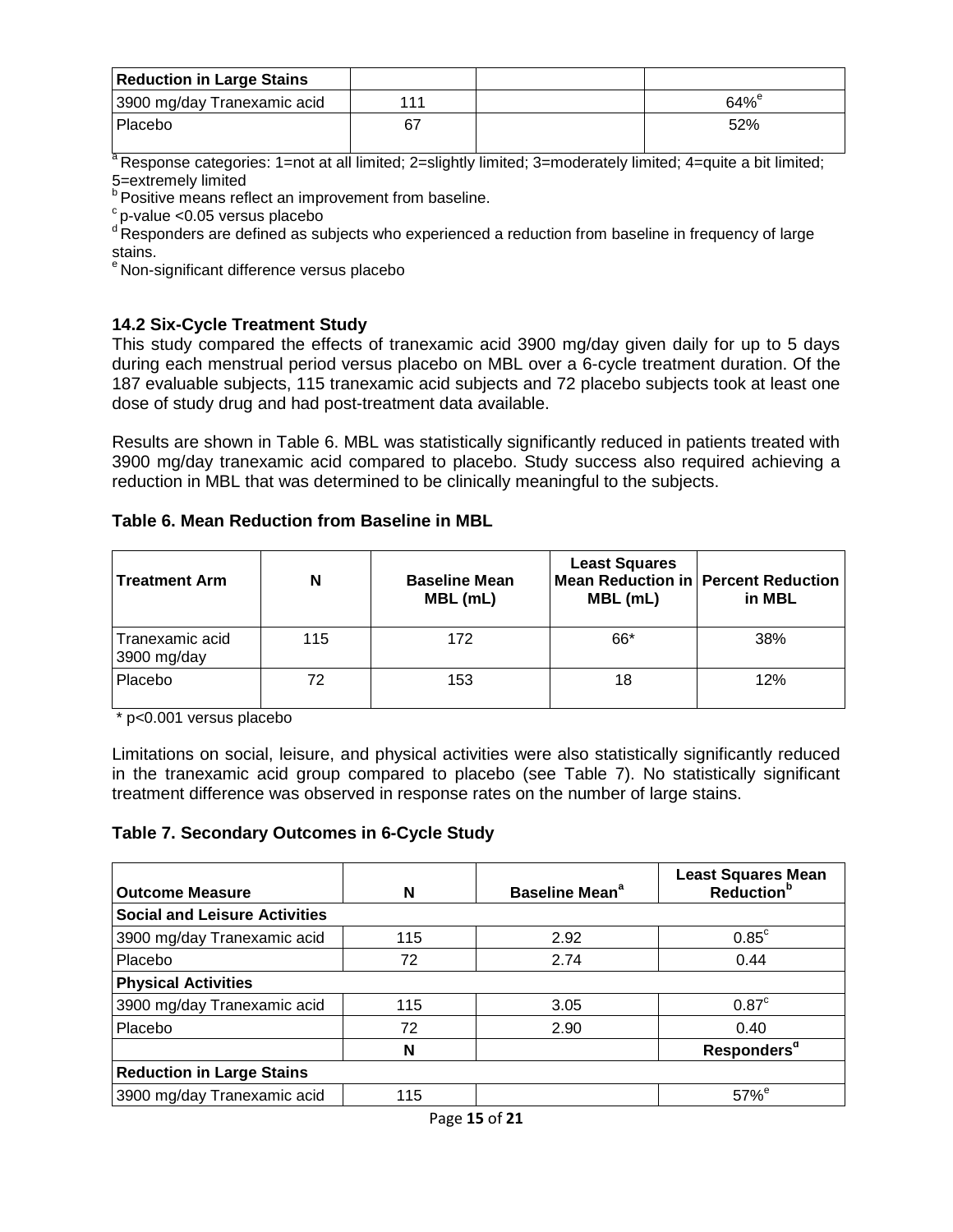| Reduction in Large Stains | | | |
|---|---|---|---|
| 3900 mg/day Tranexamic acid | 111 | | 64%[e] |
| Placebo | 67 | | 52% |

[a] Response categories: 1=not at all limited; 2=slightly limited; 3=moderately limited; 4=quite a bit limited; 5=extremely limited
[b] Positive means reflect an improvement from baseline.
[c] p-value <0.05 versus placebo
[d] Responders are defined as subjects who experienced a reduction from baseline in frequency of large stains.
[e] Non-significant difference versus placebo

### 14.2 Six-Cycle Treatment Study

This study compared the effects of tranexamic acid 3900 mg/day given daily for up to 5 days during each menstrual period versus placebo on MBL over a 6-cycle treatment duration. Of the 187 evaluable subjects, 115 tranexamic acid subjects and 72 placebo subjects took at least one dose of study drug and had post-treatment data available.

Results are shown in Table 6. MBL was statistically significantly reduced in patients treated with 3900 mg/day tranexamic acid compared to placebo. Study success also required achieving a reduction in MBL that was determined to be clinically meaningful to the subjects.

**Table 6. Mean Reduction from Baseline in MBL**

| Treatment Arm | N | Baseline Mean MBL (mL) | Least Squares Mean Reduction in MBL (mL) | Percent Reduction in MBL |
|---|---|---|---|---|
| Tranexamic acid 3900 mg/day | 115 | 172 | 66* | 38% |
| Placebo | 72 | 153 | 18 | 12% |

\* p<0.001 versus placebo

Limitations on social, leisure, and physical activities were also statistically significantly reduced in the tranexamic acid group compared to placebo (see Table 7). No statistically significant treatment difference was observed in response rates on the number of large stains.

**Table 7. Secondary Outcomes in 6-Cycle Study**

| Outcome Measure | N | Baseline Mean[a] | Least Squares Mean Reduction[b] |
|---|---|---|---|
| **Social and Leisure Activities** | | | |
| 3900 mg/day Tranexamic acid | 115 | 2.92 | 0.85[c] |
| Placebo | 72 | 2.74 | 0.44 |
| **Physical Activities** | | | |
| 3900 mg/day Tranexamic acid | 115 | 3.05 | 0.87[c] |
| Placebo | 72 | 2.90 | 0.40 |
| | **N** | | **Responders[d]** |
| **Reduction in Large Stains** | | | |
| 3900 mg/day Tranexamic acid | 115 | | 57%[e] |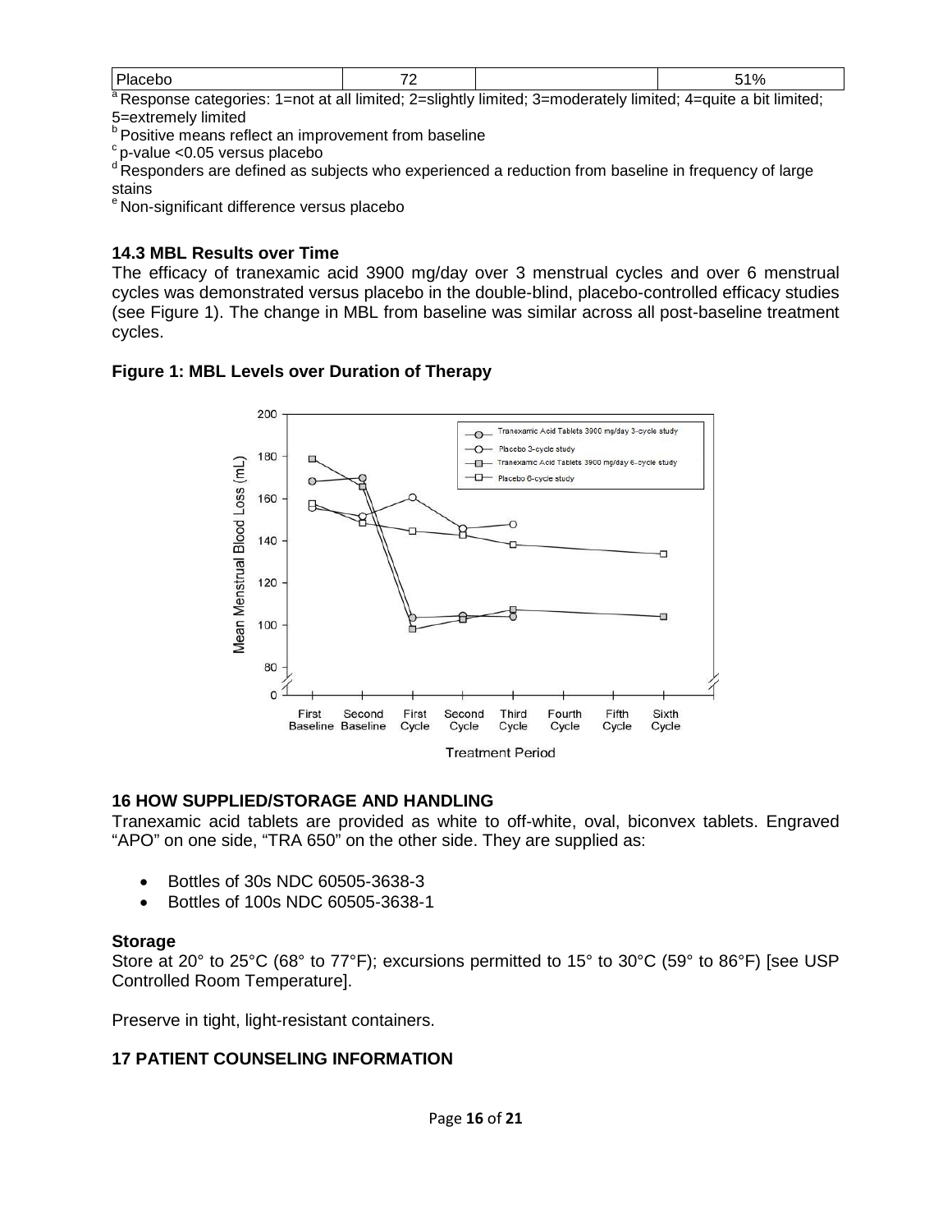| Placebo | 72 | | 51% |
|---|---|---|---|

[a] Response categories: 1=not at all limited; 2=slightly limited; 3=moderately limited; 4=quite a bit limited; 5=extremely limited
[b] Positive means reflect an improvement from baseline
[c] p-value <0.05 versus placebo
[d] Responders are defined as subjects who experienced a reduction from baseline in frequency of large stains
[e] Non-significant difference versus placebo

### 14.3 MBL Results over Time

The efficacy of tranexamic acid 3900 mg/day over 3 menstrual cycles and over 6 menstrual cycles was demonstrated versus placebo in the double-blind, placebo-controlled efficacy studies (see Figure 1). The change in MBL from baseline was similar across all post-baseline treatment cycles.

**Figure 1: MBL Levels over Duration of Therapy**

## 16 HOW SUPPLIED/STORAGE AND HANDLING

Tranexamic acid tablets are provided as white to off-white, oval, biconvex tablets. Engraved “APO” on one side, “TRA 650” on the other side. They are supplied as:

- Bottles of 30s NDC 60505-3638-3
- Bottles of 100s NDC 60505-3638-1

**Storage**

Store at 20° to 25°C (68° to 77°F); excursions permitted to 15° to 30°C (59° to 86°F) [see USP Controlled Room Temperature].

Preserve in tight, light-resistant containers.

## 17 PATIENT COUNSELING INFORMATION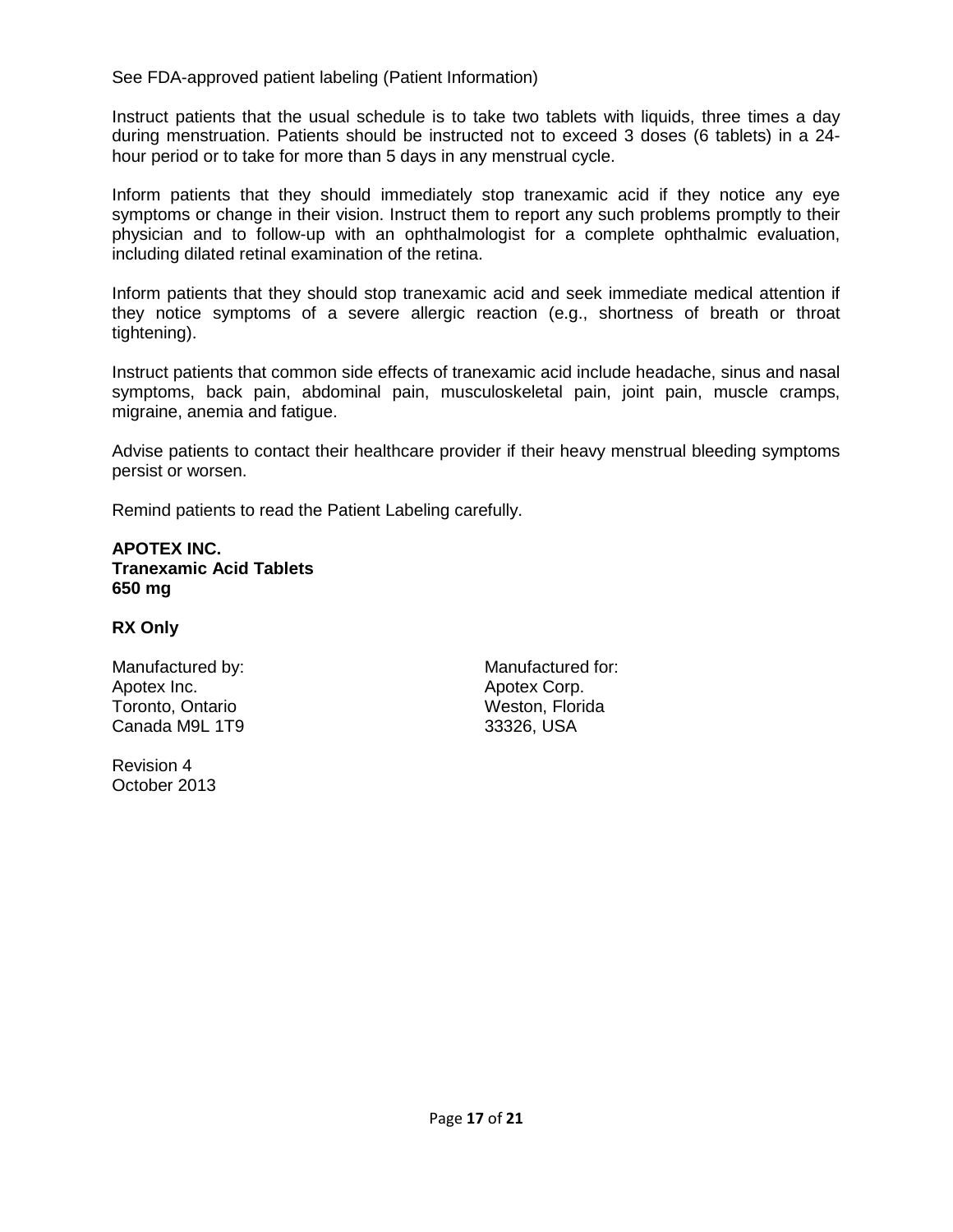See FDA-approved patient labeling (Patient Information)

Instruct patients that the usual schedule is to take two tablets with liquids, three times a day during menstruation. Patients should be instructed not to exceed 3 doses (6 tablets) in a 24-hour period or to take for more than 5 days in any menstrual cycle.

Inform patients that they should immediately stop tranexamic acid if they notice any eye symptoms or change in their vision. Instruct them to report any such problems promptly to their physician and to follow-up with an ophthalmologist for a complete ophthalmic evaluation, including dilated retinal examination of the retina.

Inform patients that they should stop tranexamic acid and seek immediate medical attention if they notice symptoms of a severe allergic reaction (e.g., shortness of breath or throat tightening).

Instruct patients that common side effects of tranexamic acid include headache, sinus and nasal symptoms, back pain, abdominal pain, musculoskeletal pain, joint pain, muscle cramps, migraine, anemia and fatigue.

Advise patients to contact their healthcare provider if their heavy menstrual bleeding symptoms persist or worsen.

Remind patients to read the Patient Labeling carefully.

**APOTEX INC.**
**Tranexamic Acid Tablets**
**650 mg**

**RX Only**

Manufactured by:
Apotex Inc.
Toronto, Ontario
Canada M9L 1T9

Manufactured for:
Apotex Corp.
Weston, Florida
33326, USA

Revision 4
October 2013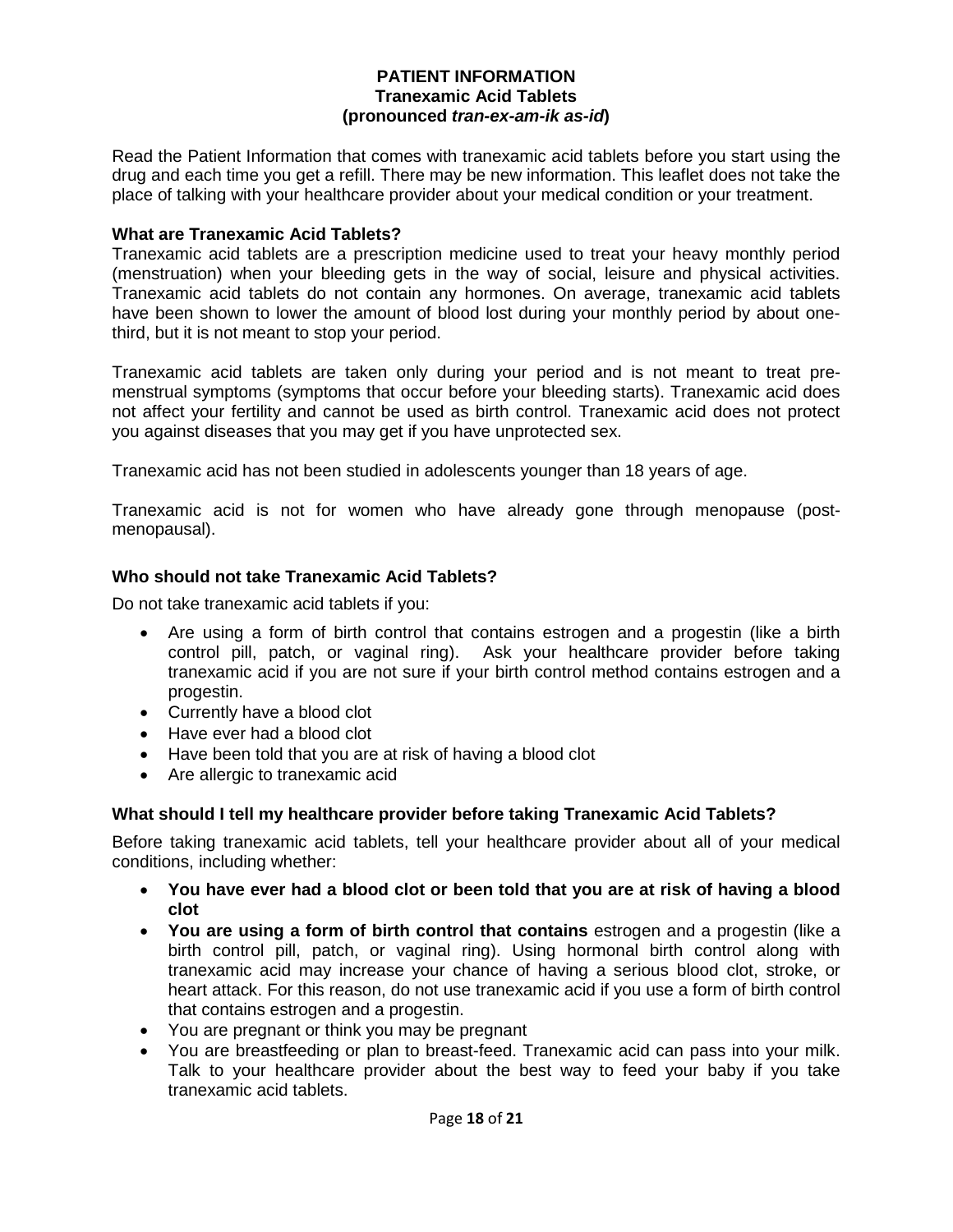**PATIENT INFORMATION**
**Tranexamic Acid Tablets**
**(pronounced *tran-ex-am-ik as-id*)**

Read the Patient Information that comes with tranexamic acid tablets before you start using the drug and each time you get a refill. There may be new information. This leaflet does not take the place of talking with your healthcare provider about your medical condition or your treatment.

**What are Tranexamic Acid Tablets?**

Tranexamic acid tablets are a prescription medicine used to treat your heavy monthly period (menstruation) when your bleeding gets in the way of social, leisure and physical activities. Tranexamic acid tablets do not contain any hormones. On average, tranexamic acid tablets have been shown to lower the amount of blood lost during your monthly period by about one-third, but it is not meant to stop your period.

Tranexamic acid tablets are taken only during your period and is not meant to treat pre-menstrual symptoms (symptoms that occur before your bleeding starts). Tranexamic acid does not affect your fertility and cannot be used as birth control. Tranexamic acid does not protect you against diseases that you may get if you have unprotected sex.

Tranexamic acid has not been studied in adolescents younger than 18 years of age.

Tranexamic acid is not for women who have already gone through menopause (post-menopausal).

**Who should not take Tranexamic Acid Tablets?**

Do not take tranexamic acid tablets if you:

- Are using a form of birth control that contains estrogen and a progestin (like a birth control pill, patch, or vaginal ring). Ask your healthcare provider before taking tranexamic acid if you are not sure if your birth control method contains estrogen and a progestin.
- Currently have a blood clot
- Have ever had a blood clot
- Have been told that you are at risk of having a blood clot
- Are allergic to tranexamic acid

**What should I tell my healthcare provider before taking Tranexamic Acid Tablets?**

Before taking tranexamic acid tablets, tell your healthcare provider about all of your medical conditions, including whether:

- **You have ever had a blood clot or been told that you are at risk of having a blood clot**
- **You are using a form of birth control that contains** estrogen and a progestin (like a birth control pill, patch, or vaginal ring). Using hormonal birth control along with tranexamic acid may increase your chance of having a serious blood clot, stroke, or heart attack. For this reason, do not use tranexamic acid if you use a form of birth control that contains estrogen and a progestin.
- You are pregnant or think you may be pregnant
- You are breastfeeding or plan to breast-feed. Tranexamic acid can pass into your milk. Talk to your healthcare provider about the best way to feed your baby if you take tranexamic acid tablets.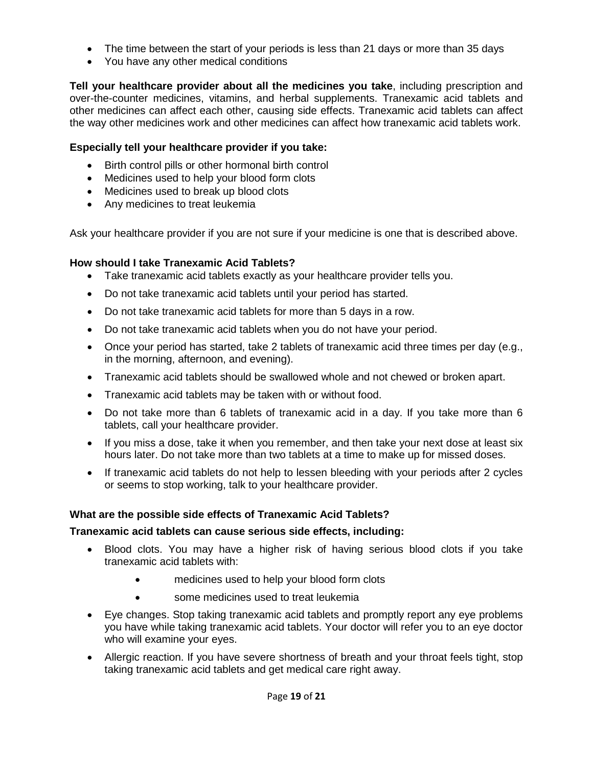- The time between the start of your periods is less than 21 days or more than 35 days
- You have any other medical conditions

**Tell your healthcare provider about all the medicines you take**, including prescription and over-the-counter medicines, vitamins, and herbal supplements. Tranexamic acid tablets and other medicines can affect each other, causing side effects. Tranexamic acid tablets can affect the way other medicines work and other medicines can affect how tranexamic acid tablets work.

**Especially tell your healthcare provider if you take:**

- Birth control pills or other hormonal birth control
- Medicines used to help your blood form clots
- Medicines used to break up blood clots
- Any medicines to treat leukemia

Ask your healthcare provider if you are not sure if your medicine is one that is described above.

**How should I take Tranexamic Acid Tablets?**

- Take tranexamic acid tablets exactly as your healthcare provider tells you.
- Do not take tranexamic acid tablets until your period has started.
- Do not take tranexamic acid tablets for more than 5 days in a row.
- Do not take tranexamic acid tablets when you do not have your period.
- Once your period has started, take 2 tablets of tranexamic acid three times per day (e.g., in the morning, afternoon, and evening).
- Tranexamic acid tablets should be swallowed whole and not chewed or broken apart.
- Tranexamic acid tablets may be taken with or without food.
- Do not take more than 6 tablets of tranexamic acid in a day. If you take more than 6 tablets, call your healthcare provider.
- If you miss a dose, take it when you remember, and then take your next dose at least six hours later. Do not take more than two tablets at a time to make up for missed doses.
- If tranexamic acid tablets do not help to lessen bleeding with your periods after 2 cycles or seems to stop working, talk to your healthcare provider.

**What are the possible side effects of Tranexamic Acid Tablets?**

**Tranexamic acid tablets can cause serious side effects, including:**

- Blood clots. You may have a higher risk of having serious blood clots if you take tranexamic acid tablets with:
  - medicines used to help your blood form clots
  - some medicines used to treat leukemia
- Eye changes. Stop taking tranexamic acid tablets and promptly report any eye problems you have while taking tranexamic acid tablets. Your doctor will refer you to an eye doctor who will examine your eyes.
- Allergic reaction. If you have severe shortness of breath and your throat feels tight, stop taking tranexamic acid tablets and get medical care right away.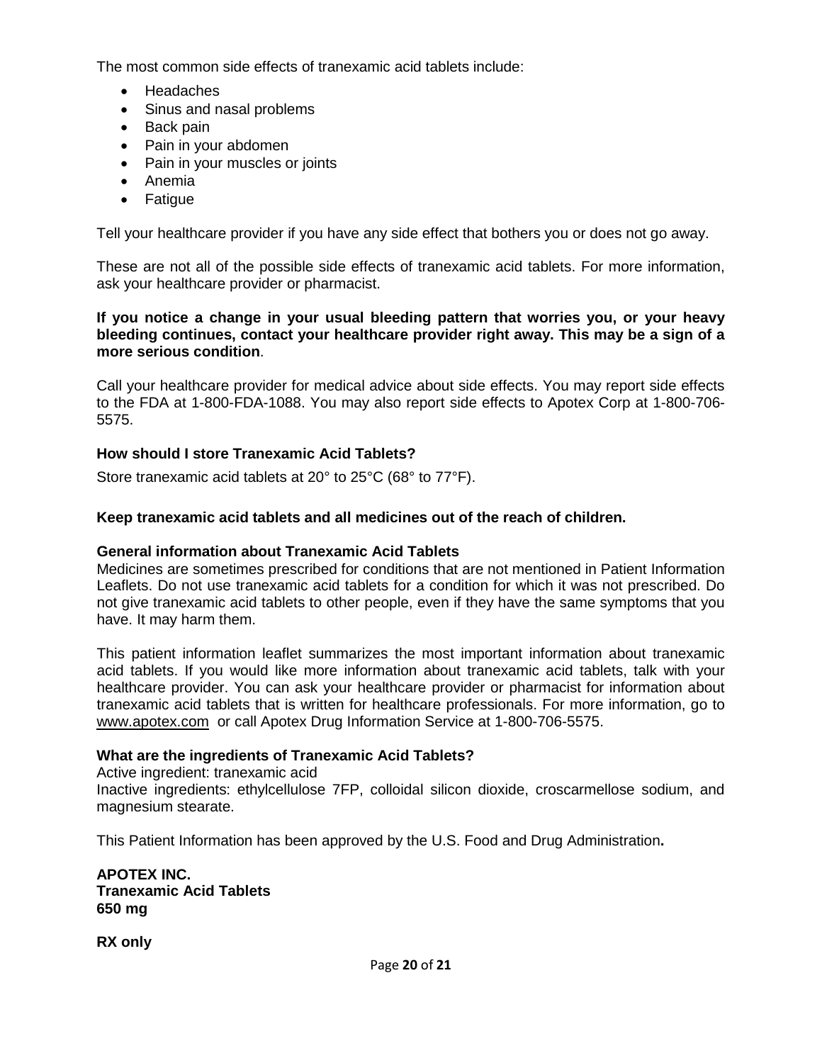The most common side effects of tranexamic acid tablets include:

- Headaches
- Sinus and nasal problems
- Back pain
- Pain in your abdomen
- Pain in your muscles or joints
- Anemia
- Fatigue

Tell your healthcare provider if you have any side effect that bothers you or does not go away.

These are not all of the possible side effects of tranexamic acid tablets. For more information, ask your healthcare provider or pharmacist.

**If you notice a change in your usual bleeding pattern that worries you, or your heavy bleeding continues, contact your healthcare provider right away. This may be a sign of a more serious condition**.

Call your healthcare provider for medical advice about side effects. You may report side effects to the FDA at 1-800-FDA-1088. You may also report side effects to Apotex Corp at 1-800-706-5575.

### How should I store Tranexamic Acid Tablets?

Store tranexamic acid tablets at 20° to 25°C (68° to 77°F).

**Keep tranexamic acid tablets and all medicines out of the reach of children.**

### General information about Tranexamic Acid Tablets

Medicines are sometimes prescribed for conditions that are not mentioned in Patient Information Leaflets. Do not use tranexamic acid tablets for a condition for which it was not prescribed. Do not give tranexamic acid tablets to other people, even if they have the same symptoms that you have. It may harm them.

This patient information leaflet summarizes the most important information about tranexamic acid tablets. If you would like more information about tranexamic acid tablets, talk with your healthcare provider. You can ask your healthcare provider or pharmacist for information about tranexamic acid tablets that is written for healthcare professionals. For more information, go to www.apotex.com or call Apotex Drug Information Service at 1-800-706-5575.

### What are the ingredients of Tranexamic Acid Tablets?

Active ingredient: tranexamic acid

Inactive ingredients: ethylcellulose 7FP, colloidal silicon dioxide, croscarmellose sodium, and magnesium stearate.

This Patient Information has been approved by the U.S. Food and Drug Administration**.**

**APOTEX INC.**
**Tranexamic Acid Tablets**
**650 mg**

**RX only**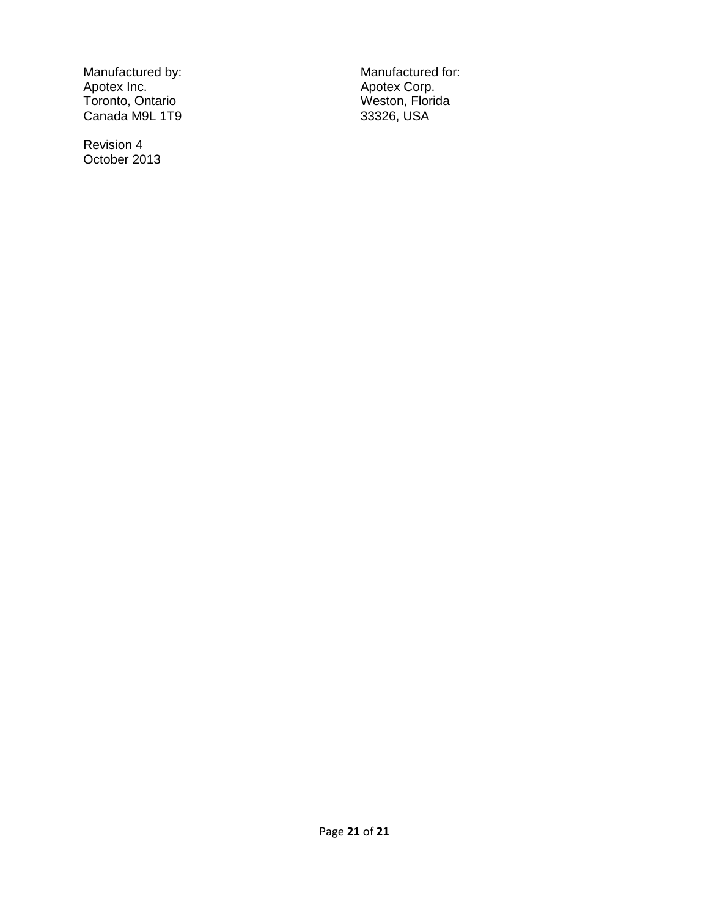Manufactured by:
Apotex Inc.
Toronto, Ontario
Canada M9L 1T9

Manufactured for:
Apotex Corp.
Weston, Florida
33326, USA

Revision 4
October 2013